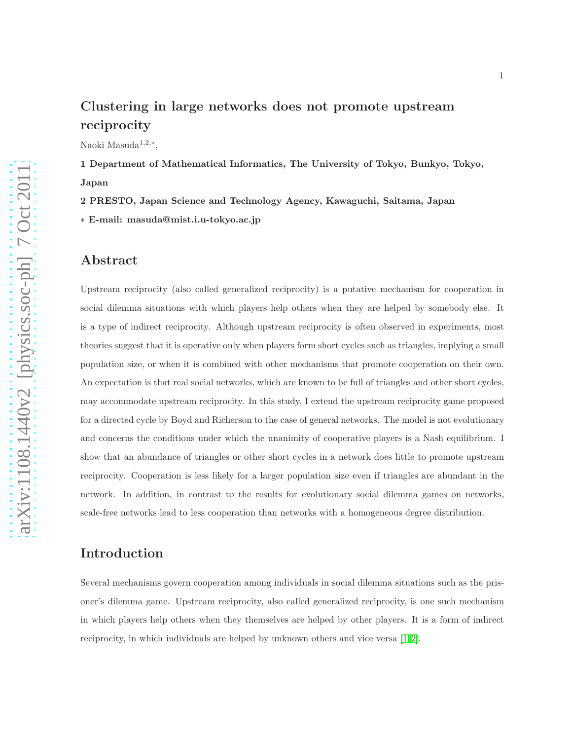# Clustering in large networks does not promote upstream reciprocity

Naoki Masuda[1,2,*],

**1 Department of Mathematical Informatics, The University of Tokyo, Bunkyo, Tokyo, Japan**

**2 PRESTO, Japan Science and Technology Agency, Kawaguchi, Saitama, Japan**

**\* E-mail: masuda@mist.i.u-tokyo.ac.jp**

## Abstract

Upstream reciprocity (also called generalized reciprocity) is a putative mechanism for cooperation in social dilemma situations with which players help others when they are helped by somebody else. It is a type of indirect reciprocity. Although upstream reciprocity is often observed in experiments, most theories suggest that it is operative only when players form short cycles such as triangles, implying a small population size, or when it is combined with other mechanisms that promote cooperation on their own. An expectation is that real social networks, which are known to be full of triangles and other short cycles, may accommodate upstream reciprocity. In this study, I extend the upstream reciprocity game proposed for a directed cycle by Boyd and Richerson to the case of general networks. The model is not evolutionary and concerns the conditions under which the unanimity of cooperative players is a Nash equilibrium. I show that an abundance of triangles or other short cycles in a network does little to promote upstream reciprocity. Cooperation is less likely for a larger population size even if triangles are abundant in the network. In addition, in contrast to the results for evolutionary social dilemma games on networks, scale-free networks lead to less cooperation than networks with a homogeneous degree distribution.

## Introduction

Several mechanisms govern cooperation among individuals in social dilemma situations such as the prisoner's dilemma game. Upstream reciprocity, also called generalized reciprocity, is one such mechanism in which players help others when they themselves are helped by other players. It is a form of indirect reciprocity, in which individuals are helped by unknown others and vice versa [1,2].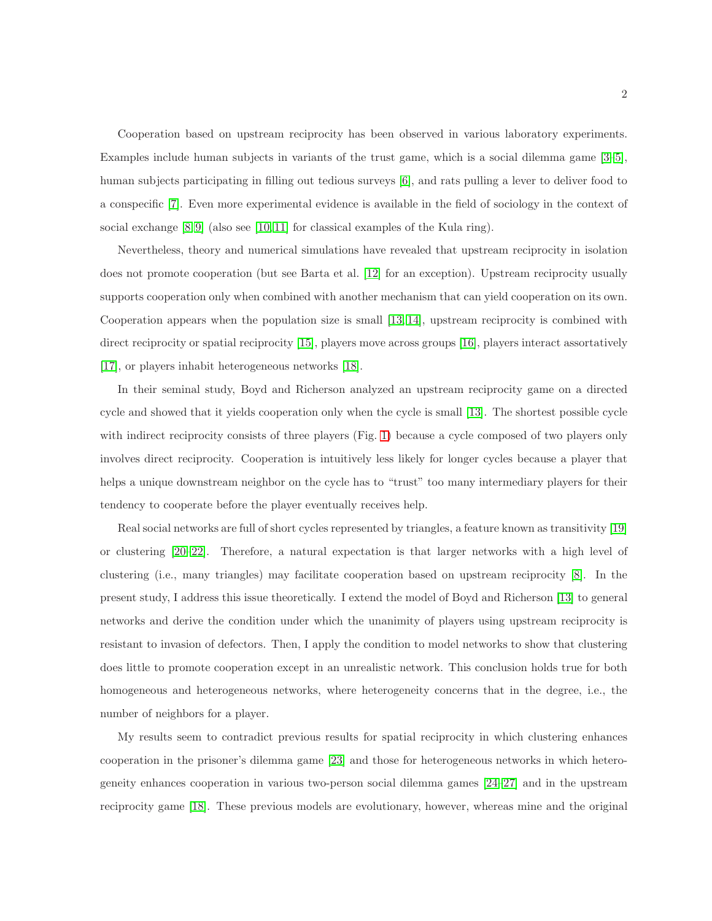Cooperation based on upstream reciprocity has been observed in various laboratory experiments. Examples include human subjects in variants of the trust game, which is a social dilemma game [3–5], human subjects participating in filling out tedious surveys [6], and rats pulling a lever to deliver food to a conspecific [7]. Even more experimental evidence is available in the field of sociology in the context of social exchange [8, 9] (also see [10, 11] for classical examples of the Kula ring).

Nevertheless, theory and numerical simulations have revealed that upstream reciprocity in isolation does not promote cooperation (but see Barta et al. [12] for an exception). Upstream reciprocity usually supports cooperation only when combined with another mechanism that can yield cooperation on its own. Cooperation appears when the population size is small [13, 14], upstream reciprocity is combined with direct reciprocity or spatial reciprocity [15], players move across groups [16], players interact assortatively [17], or players inhabit heterogeneous networks [18].

In their seminal study, Boyd and Richerson analyzed an upstream reciprocity game on a directed cycle and showed that it yields cooperation only when the cycle is small [13]. The shortest possible cycle with indirect reciprocity consists of three players (Fig. 1) because a cycle composed of two players only involves direct reciprocity. Cooperation is intuitively less likely for longer cycles because a player that helps a unique downstream neighbor on the cycle has to "trust" too many intermediary players for their tendency to cooperate before the player eventually receives help.

Real social networks are full of short cycles represented by triangles, a feature known as transitivity [19] or clustering [20–22]. Therefore, a natural expectation is that larger networks with a high level of clustering (i.e., many triangles) may facilitate cooperation based on upstream reciprocity [8]. In the present study, I address this issue theoretically. I extend the model of Boyd and Richerson [13] to general networks and derive the condition under which the unanimity of players using upstream reciprocity is resistant to invasion of defectors. Then, I apply the condition to model networks to show that clustering does little to promote cooperation except in an unrealistic network. This conclusion holds true for both homogeneous and heterogeneous networks, where heterogeneity concerns that in the degree, i.e., the number of neighbors for a player.

My results seem to contradict previous results for spatial reciprocity in which clustering enhances cooperation in the prisoner's dilemma game [23] and those for heterogeneous networks in which heterogeneity enhances cooperation in various two-person social dilemma games [24–27] and in the upstream reciprocity game [18]. These previous models are evolutionary, however, whereas mine and the original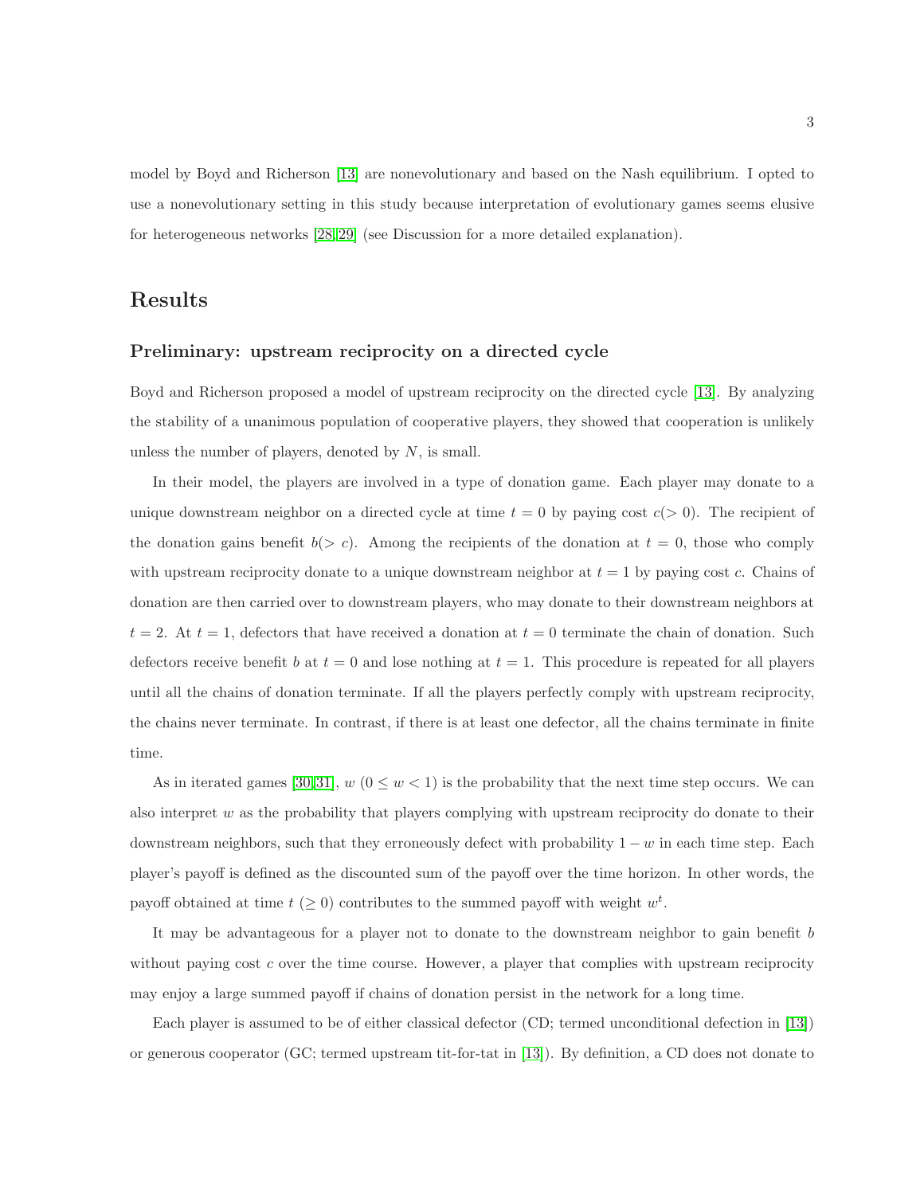model by Boyd and Richerson [13] are nonevolutionary and based on the Nash equilibrium. I opted to use a nonevolutionary setting in this study because interpretation of evolutionary games seems elusive for heterogeneous networks [28,29] (see Discussion for a more detailed explanation).

## Results

### Preliminary: upstream reciprocity on a directed cycle

Boyd and Richerson proposed a model of upstream reciprocity on the directed cycle [13]. By analyzing the stability of a unanimous population of cooperative players, they showed that cooperation is unlikely unless the number of players, denoted by $N$, is small.

In their model, the players are involved in a type of donation game. Each player may donate to a unique downstream neighbor on a directed cycle at time $t = 0$ by paying cost $c(> 0)$. The recipient of the donation gains benefit $b(> c)$. Among the recipients of the donation at $t = 0$, those who comply with upstream reciprocity donate to a unique downstream neighbor at $t = 1$ by paying cost $c$. Chains of donation are then carried over to downstream players, who may donate to their downstream neighbors at $t = 2$. At $t = 1$, defectors that have received a donation at $t = 0$ terminate the chain of donation. Such defectors receive benefit $b$ at $t = 0$ and lose nothing at $t = 1$. This procedure is repeated for all players until all the chains of donation terminate. If all the players perfectly comply with upstream reciprocity, the chains never terminate. In contrast, if there is at least one defector, all the chains terminate in finite time.

As in iterated games [30,31], $w$ $(0 \leq w < 1)$ is the probability that the next time step occurs. We can also interpret $w$ as the probability that players complying with upstream reciprocity do donate to their downstream neighbors, such that they erroneously defect with probability $1 - w$ in each time step. Each player's payoff is defined as the discounted sum of the payoff over the time horizon. In other words, the payoff obtained at time $t$ $(\geq 0)$ contributes to the summed payoff with weight $w^t$.

It may be advantageous for a player not to donate to the downstream neighbor to gain benefit $b$ without paying cost $c$ over the time course. However, a player that complies with upstream reciprocity may enjoy a large summed payoff if chains of donation persist in the network for a long time.

Each player is assumed to be of either classical defector (CD; termed unconditional defection in [13]) or generous cooperator (GC; termed upstream tit-for-tat in [13]). By definition, a CD does not donate to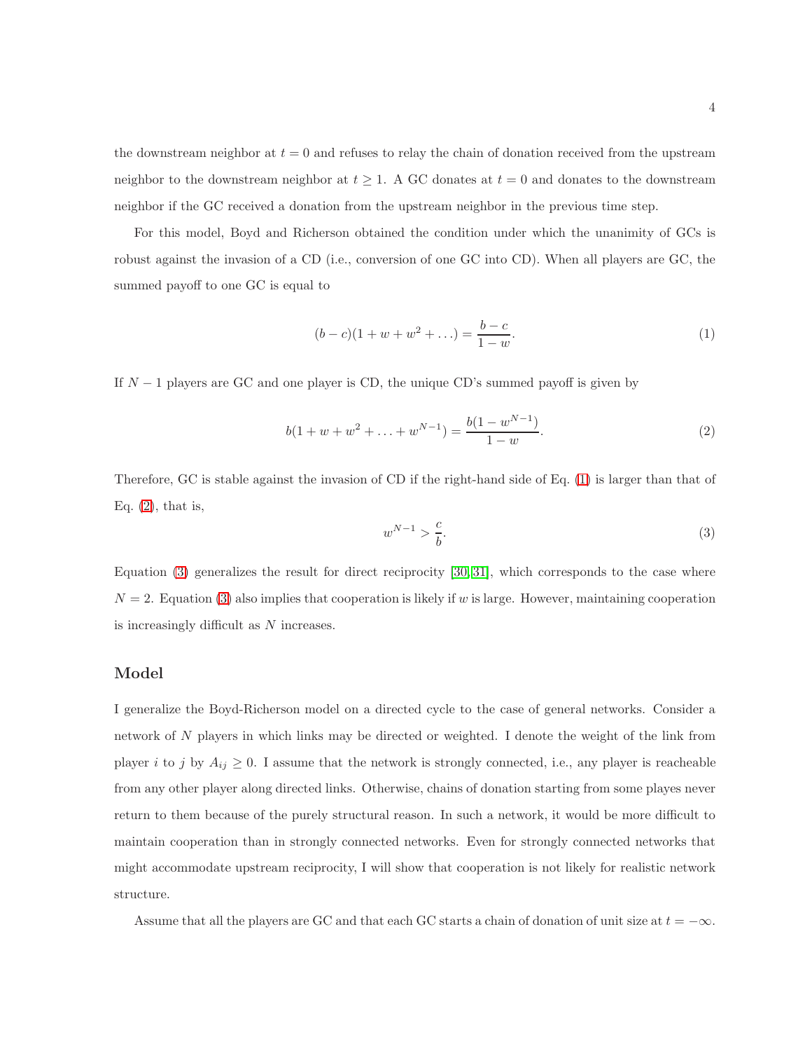the downstream neighbor at $t = 0$ and refuses to relay the chain of donation received from the upstream neighbor to the downstream neighbor at $t \geq 1$. A GC donates at $t = 0$ and donates to the downstream neighbor if the GC received a donation from the upstream neighbor in the previous time step.

For this model, Boyd and Richerson obtained the condition under which the unanimity of GCs is robust against the invasion of a CD (i.e., conversion of one GC into CD). When all players are GC, the summed payoff to one GC is equal to

$$(b-c)(1+w+w^2+\ldots) = \frac{b-c}{1-w}. \tag{1}$$

If $N-1$ players are GC and one player is CD, the unique CD's summed payoff is given by

$$b(1+w+w^2+\ldots+w^{N-1}) = \frac{b(1-w^{N-1})}{1-w}. \tag{2}$$

Therefore, GC is stable against the invasion of CD if the right-hand side of Eq. (1) is larger than that of Eq. (2), that is,

$$w^{N-1} > \frac{c}{b}. \tag{3}$$

Equation (3) generalizes the result for direct reciprocity [30, 31], which corresponds to the case where $N = 2$. Equation (3) also implies that cooperation is likely if $w$ is large. However, maintaining cooperation is increasingly difficult as $N$ increases.

## Model

I generalize the Boyd-Richerson model on a directed cycle to the case of general networks. Consider a network of $N$ players in which links may be directed or weighted. I denote the weight of the link from player $i$ to $j$ by $A_{ij} \geq 0$. I assume that the network is strongly connected, i.e., any player is reacheable from any other player along directed links. Otherwise, chains of donation starting from some playes never return to them because of the purely structural reason. In such a network, it would be more difficult to maintain cooperation than in strongly connected networks. Even for strongly connected networks that might accommodate upstream reciprocity, I will show that cooperation is not likely for realistic network structure.

Assume that all the players are GC and that each GC starts a chain of donation of unit size at $t = -\infty$.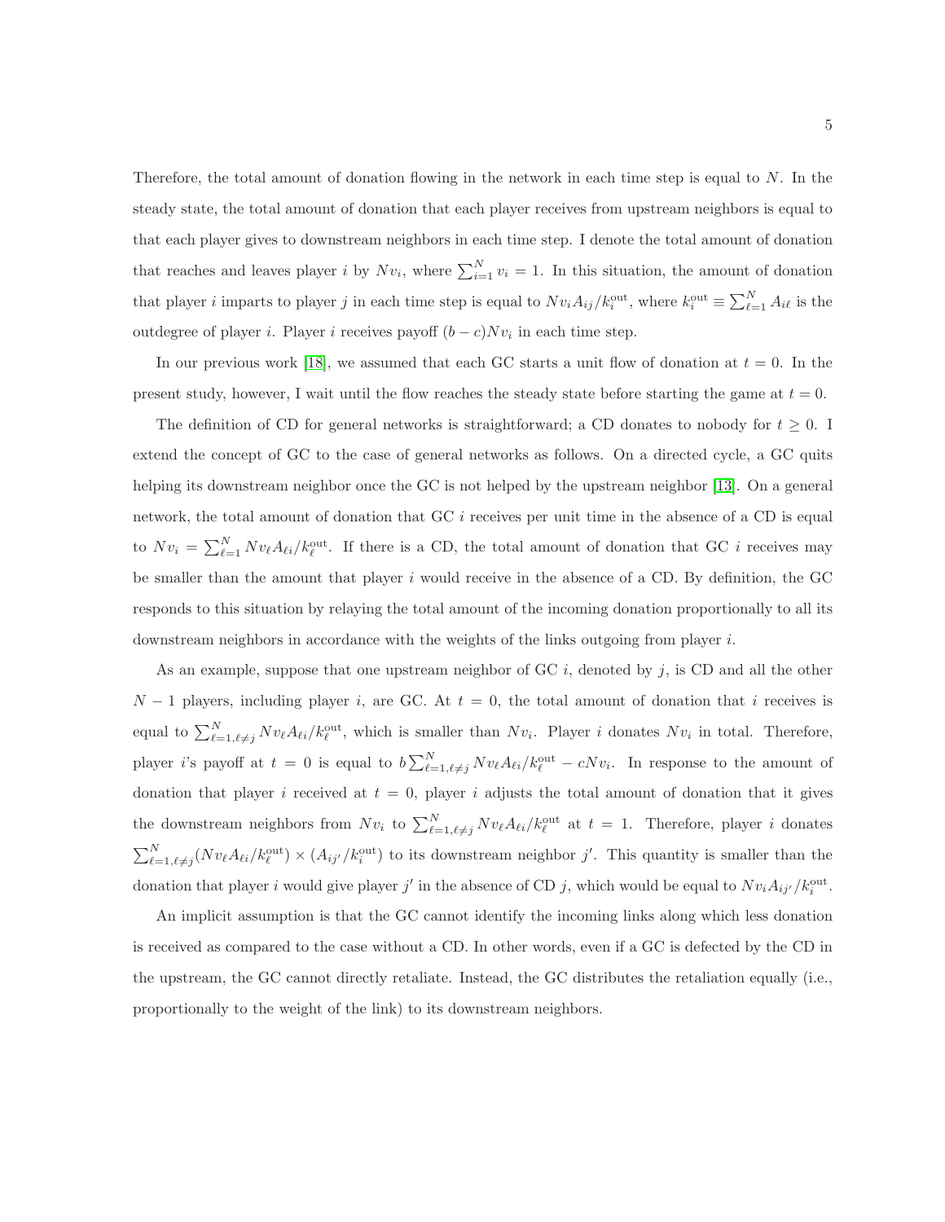Therefore, the total amount of donation flowing in the network in each time step is equal to $N$. In the steady state, the total amount of donation that each player receives from upstream neighbors is equal to that each player gives to downstream neighbors in each time step. I denote the total amount of donation that reaches and leaves player $i$ by $Nv_i$, where $\sum_{i=1}^{N} v_i = 1$. In this situation, the amount of donation that player $i$ imparts to player $j$ in each time step is equal to $Nv_i A_{ij}/k_i^{\text{out}}$, where $k_i^{\text{out}} \equiv \sum_{\ell=1}^{N} A_{i\ell}$ is the outdegree of player $i$. Player $i$ receives payoff $(b-c)Nv_i$ in each time step.

In our previous work [18], we assumed that each GC starts a unit flow of donation at $t = 0$. In the present study, however, I wait until the flow reaches the steady state before starting the game at $t = 0$.

The definition of CD for general networks is straightforward; a CD donates to nobody for $t \geq 0$. I extend the concept of GC to the case of general networks as follows. On a directed cycle, a GC quits helping its downstream neighbor once the GC is not helped by the upstream neighbor [13]. On a general network, the total amount of donation that GC $i$ receives per unit time in the absence of a CD is equal to $Nv_i = \sum_{\ell=1}^{N} Nv_\ell A_{\ell i}/k_\ell^{\text{out}}$. If there is a CD, the total amount of donation that GC $i$ receives may be smaller than the amount that player $i$ would receive in the absence of a CD. By definition, the GC responds to this situation by relaying the total amount of the incoming donation proportionally to all its downstream neighbors in accordance with the weights of the links outgoing from player $i$.

As an example, suppose that one upstream neighbor of GC $i$, denoted by $j$, is CD and all the other $N-1$ players, including player $i$, are GC. At $t = 0$, the total amount of donation that $i$ receives is equal to $\sum_{\ell=1,\ell\neq j}^{N} Nv_\ell A_{\ell i}/k_\ell^{\text{out}}$, which is smaller than $Nv_i$. Player $i$ donates $Nv_i$ in total. Therefore, player $i$'s payoff at $t = 0$ is equal to $b\sum_{\ell=1,\ell\neq j}^{N} Nv_\ell A_{\ell i}/k_\ell^{\text{out}} - cNv_i$. In response to the amount of donation that player $i$ received at $t = 0$, player $i$ adjusts the total amount of donation that it gives the downstream neighbors from $Nv_i$ to $\sum_{\ell=1,\ell\neq j}^{N} Nv_\ell A_{\ell i}/k_\ell^{\text{out}}$ at $t = 1$. Therefore, player $i$ donates $\sum_{\ell=1,\ell\neq j}^{N}(Nv_\ell A_{\ell i}/k_\ell^{\text{out}}) \times (A_{ij'}/k_i^{\text{out}})$ to its downstream neighbor $j'$. This quantity is smaller than the donation that player $i$ would give player $j'$ in the absence of CD $j$, which would be equal to $Nv_i A_{ij'}/k_i^{\text{out}}$.

An implicit assumption is that the GC cannot identify the incoming links along which less donation is received as compared to the case without a CD. In other words, even if a GC is defected by the CD in the upstream, the GC cannot directly retaliate. Instead, the GC distributes the retaliation equally (i.e., proportionally to the weight of the link) to its downstream neighbors.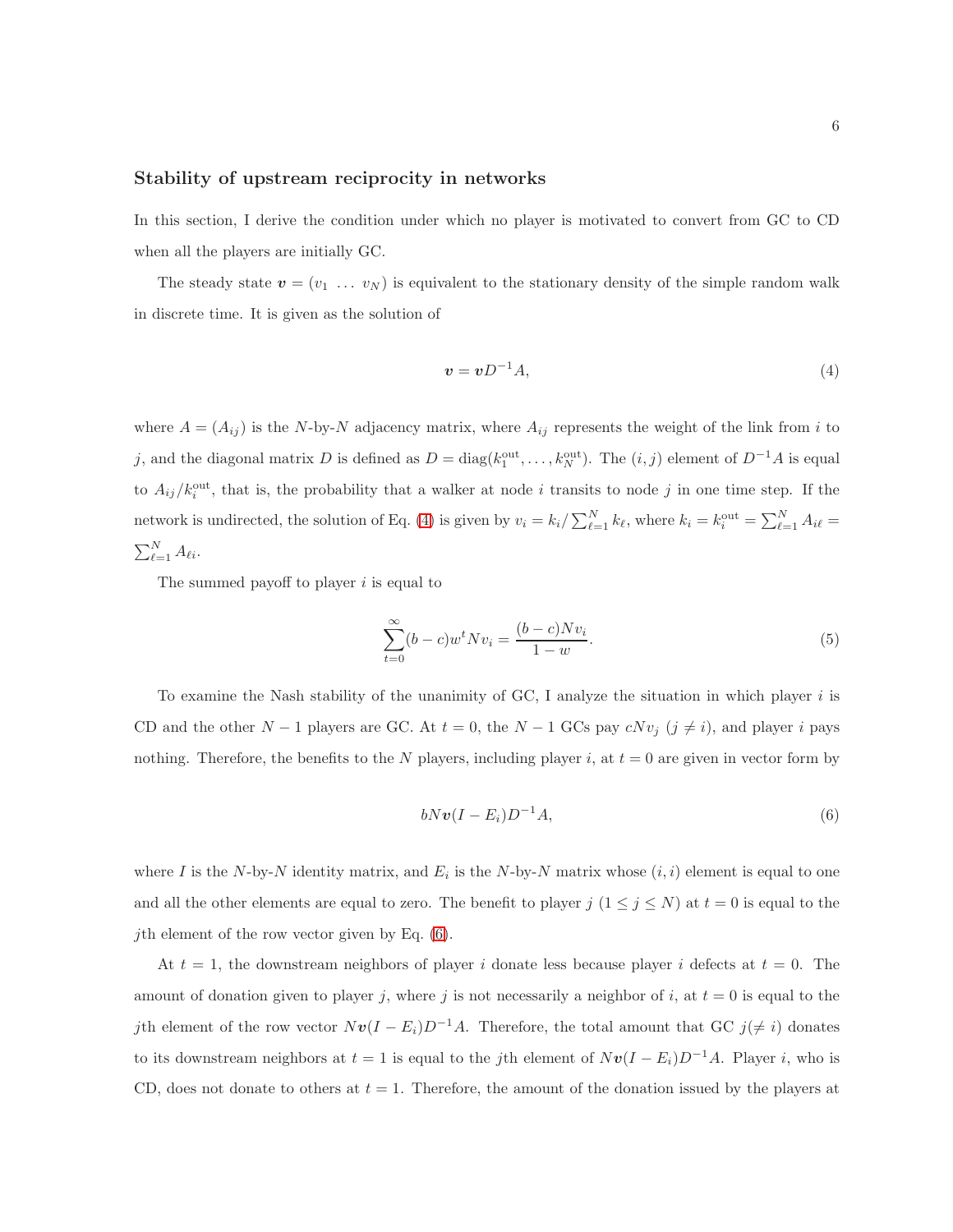## Stability of upstream reciprocity in networks

In this section, I derive the condition under which no player is motivated to convert from GC to CD when all the players are initially GC.

The steady state $\boldsymbol{v} = (v_1 \ \dots \ v_N)$ is equivalent to the stationary density of the simple random walk in discrete time. It is given as the solution of

$$\boldsymbol{v} = \boldsymbol{v} D^{-1} A, \tag{4}$$

where $A = (A_{ij})$ is the $N$-by-$N$ adjacency matrix, where $A_{ij}$ represents the weight of the link from $i$ to $j$, and the diagonal matrix $D$ is defined as $D = \mathrm{diag}(k_1^{\mathrm{out}}, \dots, k_N^{\mathrm{out}})$. The $(i, j)$ element of $D^{-1}A$ is equal to $A_{ij}/k_i^{\mathrm{out}}$, that is, the probability that a walker at node $i$ transits to node $j$ in one time step. If the network is undirected, the solution of Eq. (4) is given by $v_i = k_i / \sum_{\ell=1}^{N} k_\ell$, where $k_i = k_i^{\mathrm{out}} = \sum_{\ell=1}^{N} A_{i\ell} = \sum_{\ell=1}^{N} A_{\ell i}$.

The summed payoff to player $i$ is equal to

$$\sum_{t=0}^{\infty} (b - c) w^t N v_i = \frac{(b - c) N v_i}{1 - w}. \tag{5}$$

To examine the Nash stability of the unanimity of GC, I analyze the situation in which player $i$ is CD and the other $N - 1$ players are GC. At $t = 0$, the $N - 1$ GCs pay $cNv_j$ ($j \neq i$), and player $i$ pays nothing. Therefore, the benefits to the $N$ players, including player $i$, at $t = 0$ are given in vector form by

$$bN\boldsymbol{v}(I - E_i)D^{-1}A, \tag{6}$$

where $I$ is the $N$-by-$N$ identity matrix, and $E_i$ is the $N$-by-$N$ matrix whose $(i, i)$ element is equal to one and all the other elements are equal to zero. The benefit to player $j$ ($1 \leq j \leq N$) at $t = 0$ is equal to the $j$th element of the row vector given by Eq. (6).

At $t = 1$, the downstream neighbors of player $i$ donate less because player $i$ defects at $t = 0$. The amount of donation given to player $j$, where $j$ is not necessarily a neighbor of $i$, at $t = 0$ is equal to the $j$th element of the row vector $N\boldsymbol{v}(I - E_i)D^{-1}A$. Therefore, the total amount that GC $j (\neq i)$ donates to its downstream neighbors at $t = 1$ is equal to the $j$th element of $N\boldsymbol{v}(I - E_i)D^{-1}A$. Player $i$, who is CD, does not donate to others at $t = 1$. Therefore, the amount of the donation issued by the players at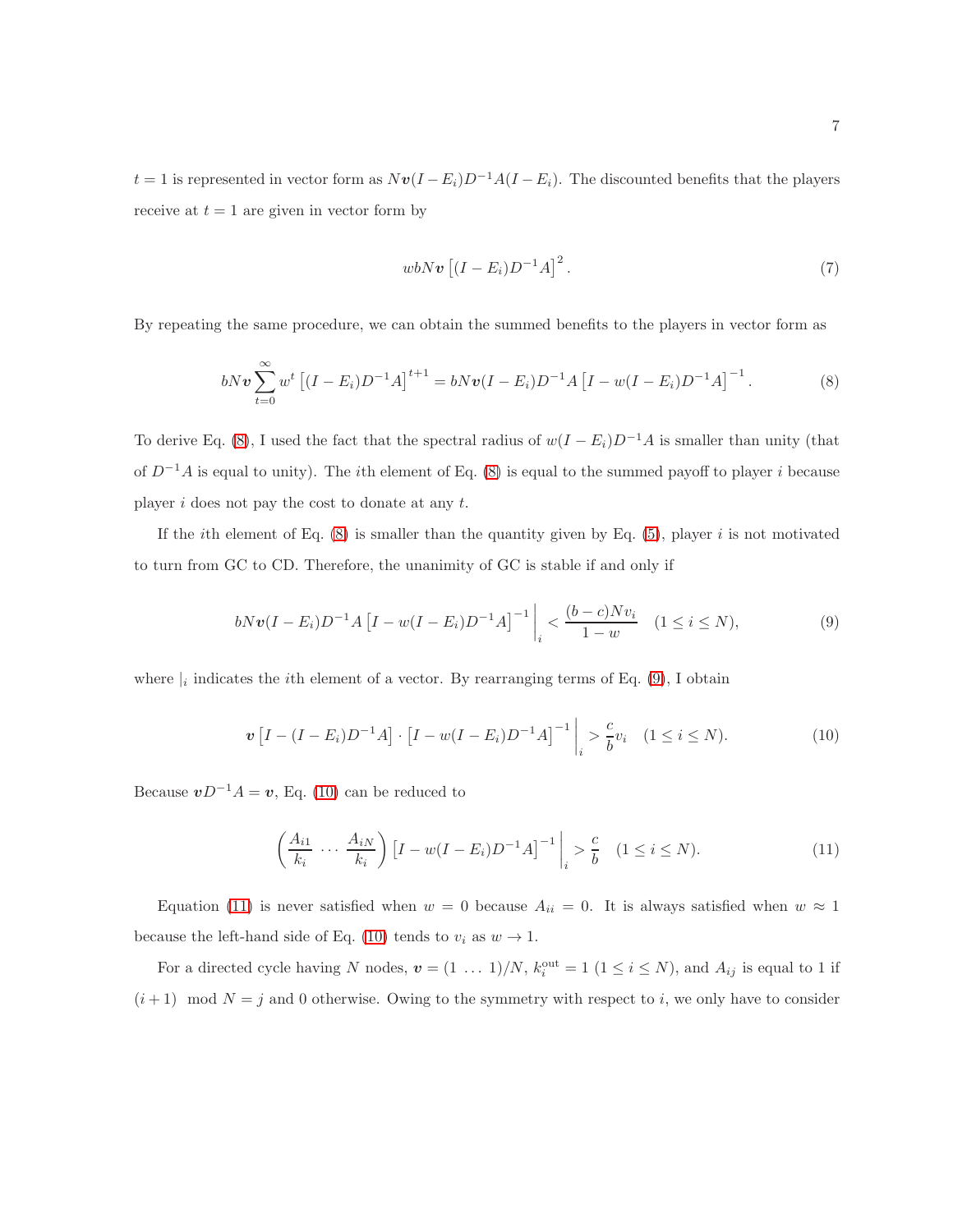$t = 1$ is represented in vector form as $N\boldsymbol{v}(I - E_i)D^{-1}A(I - E_i)$. The discounted benefits that the players receive at $t = 1$ are given in vector form by

$$wbN\boldsymbol{v}\left[(I - E_i)D^{-1}A\right]^2. \tag{7}$$

By repeating the same procedure, we can obtain the summed benefits to the players in vector form as

$$bN\boldsymbol{v}\sum_{t=0}^{\infty} w^t \left[(I - E_i)D^{-1}A\right]^{t+1} = bN\boldsymbol{v}(I - E_i)D^{-1}A\left[I - w(I - E_i)D^{-1}A\right]^{-1}. \tag{8}$$

To derive Eq. (8), I used the fact that the spectral radius of $w(I - E_i)D^{-1}A$ is smaller than unity (that of $D^{-1}A$ is equal to unity). The $i$th element of Eq. (8) is equal to the summed payoff to player $i$ because player $i$ does not pay the cost to donate at any $t$.

If the $i$th element of Eq. (8) is smaller than the quantity given by Eq. (5), player $i$ is not motivated to turn from GC to CD. Therefore, the unanimity of GC is stable if and only if

$$bN\boldsymbol{v}(I - E_i)D^{-1}A\left[I - w(I - E_i)D^{-1}A\right]^{-1}\Big|_i < \frac{(b-c)Nv_i}{1-w} \quad (1 \le i \le N), \tag{9}$$

where $|_i$ indicates the $i$th element of a vector. By rearranging terms of Eq. (9), I obtain

$$\boldsymbol{v}\left[I - (I - E_i)D^{-1}A\right] \cdot \left[I - w(I - E_i)D^{-1}A\right]^{-1}\Big|_i > \frac{c}{b}v_i \quad (1 \le i \le N). \tag{10}$$

Because $\boldsymbol{v}D^{-1}A = \boldsymbol{v}$, Eq. (10) can be reduced to

$$\left(\frac{A_{i1}}{k_i} \ \cdots \ \frac{A_{iN}}{k_i}\right)\left[I - w(I - E_i)D^{-1}A\right]^{-1}\Big|_i > \frac{c}{b} \quad (1 \le i \le N). \tag{11}$$

Equation (11) is never satisfied when $w = 0$ because $A_{ii} = 0$. It is always satisfied when $w \approx 1$ because the left-hand side of Eq. (10) tends to $v_i$ as $w \to 1$.

For a directed cycle having $N$ nodes, $\boldsymbol{v} = (1 \ \ldots \ 1)/N$, $k_i^{\text{out}} = 1$ $(1 \le i \le N)$, and $A_{ij}$ is equal to 1 if $(i+1) \mod N = j$ and 0 otherwise. Owing to the symmetry with respect to $i$, we only have to consider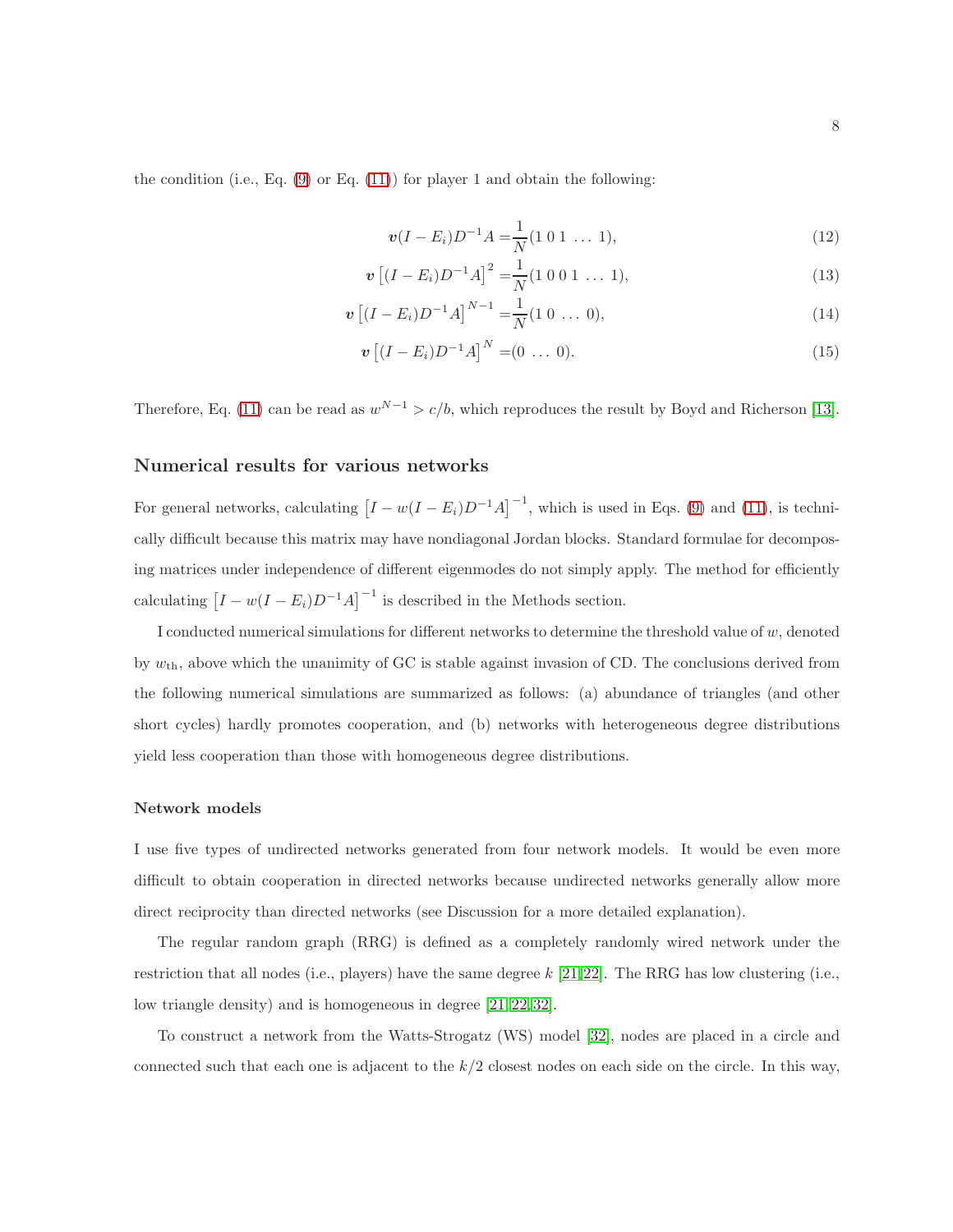the condition (i.e., Eq. (9) or Eq. (11)) for player 1 and obtain the following:

$$\boldsymbol{v}(I - E_i)D^{-1}A = \frac{1}{N}(1\ 0\ 1\ \ldots\ 1), \tag{12}$$

$$\boldsymbol{v}\left[(I - E_i)D^{-1}A\right]^2 = \frac{1}{N}(1\ 0\ 0\ 1\ \ldots\ 1), \tag{13}$$

$$\boldsymbol{v}\left[(I - E_i)D^{-1}A\right]^{N-1} = \frac{1}{N}(1\ 0\ \ldots\ 0), \tag{14}$$

$$\boldsymbol{v}\left[(I - E_i)D^{-1}A\right]^{N} = (0\ \ldots\ 0). \tag{15}$$

Therefore, Eq. (11) can be read as $w^{N-1} > c/b$, which reproduces the result by Boyd and Richerson [13].

## Numerical results for various networks

For general networks, calculating $\left[I - w(I - E_i)D^{-1}A\right]^{-1}$, which is used in Eqs. (9) and (11), is technically difficult because this matrix may have nondiagonal Jordan blocks. Standard formulae for decomposing matrices under independence of different eigenmodes do not simply apply. The method for efficiently calculating $\left[I - w(I - E_i)D^{-1}A\right]^{-1}$ is described in the Methods section.

I conducted numerical simulations for different networks to determine the threshold value of $w$, denoted by $w_{\text{th}}$, above which the unanimity of GC is stable against invasion of CD. The conclusions derived from the following numerical simulations are summarized as follows: (a) abundance of triangles (and other short cycles) hardly promotes cooperation, and (b) networks with heterogeneous degree distributions yield less cooperation than those with homogeneous degree distributions.

### Network models

I use five types of undirected networks generated from four network models. It would be even more difficult to obtain cooperation in directed networks because undirected networks generally allow more direct reciprocity than directed networks (see Discussion for a more detailed explanation).

The regular random graph (RRG) is defined as a completely randomly wired network under the restriction that all nodes (i.e., players) have the same degree $k$ [21,22]. The RRG has low clustering (i.e., low triangle density) and is homogeneous in degree [21,22,32].

To construct a network from the Watts-Strogatz (WS) model [32], nodes are placed in a circle and connected such that each one is adjacent to the $k/2$ closest nodes on each side on the circle. In this way,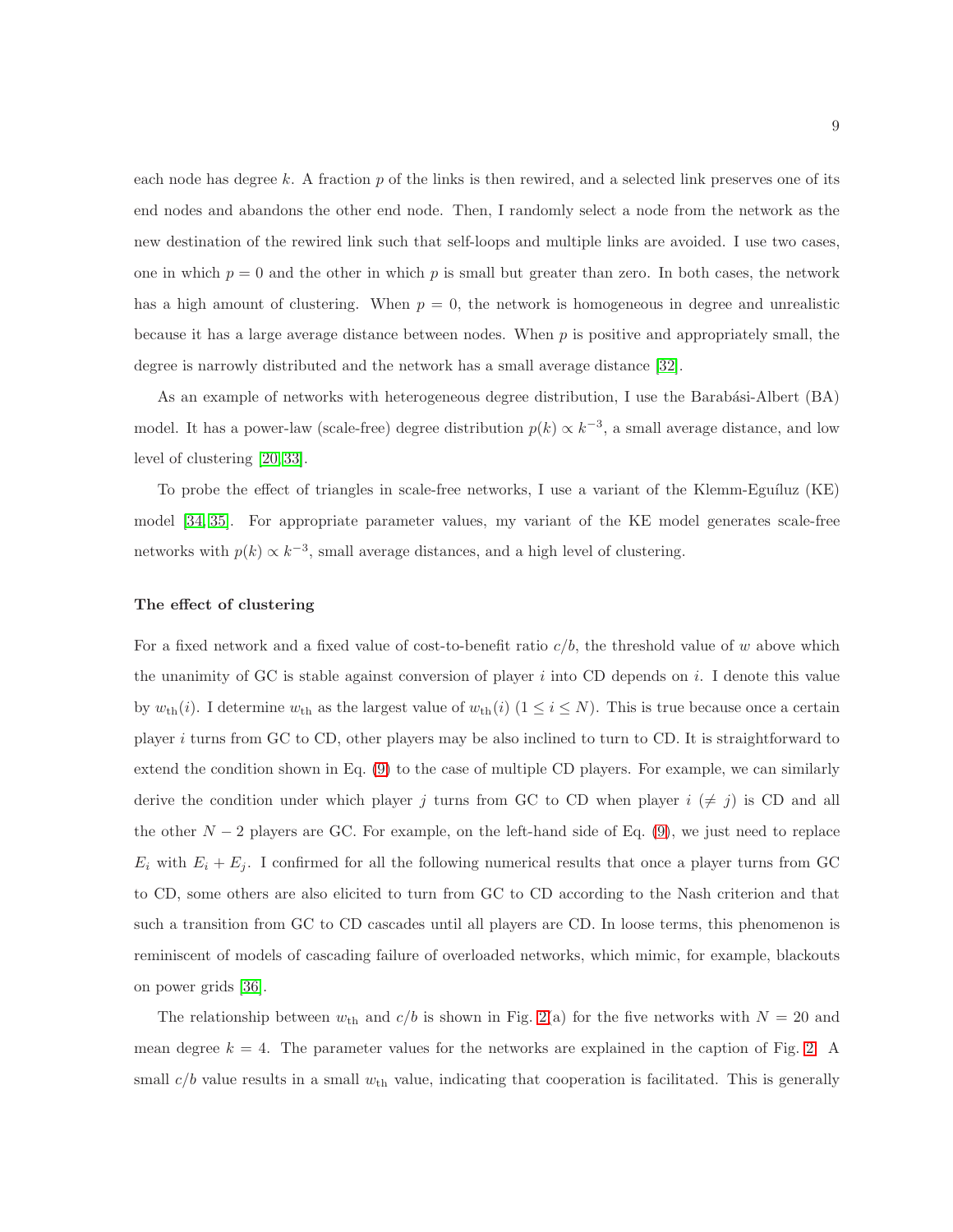each node has degree $k$. A fraction $p$ of the links is then rewired, and a selected link preserves one of its end nodes and abandons the other end node. Then, I randomly select a node from the network as the new destination of the rewired link such that self-loops and multiple links are avoided. I use two cases, one in which $p = 0$ and the other in which $p$ is small but greater than zero. In both cases, the network has a high amount of clustering. When $p = 0$, the network is homogeneous in degree and unrealistic because it has a large average distance between nodes. When $p$ is positive and appropriately small, the degree is narrowly distributed and the network has a small average distance [32].

As an example of networks with heterogeneous degree distribution, I use the Barabási-Albert (BA) model. It has a power-law (scale-free) degree distribution $p(k) \propto k^{-3}$, a small average distance, and low level of clustering [20, 33].

To probe the effect of triangles in scale-free networks, I use a variant of the Klemm-Eguíluz (KE) model [34, 35]. For appropriate parameter values, my variant of the KE model generates scale-free networks with $p(k) \propto k^{-3}$, small average distances, and a high level of clustering.

**The effect of clustering**

For a fixed network and a fixed value of cost-to-benefit ratio $c/b$, the threshold value of $w$ above which the unanimity of GC is stable against conversion of player $i$ into CD depends on $i$. I denote this value by $w_{\rm th}(i)$. I determine $w_{\rm th}$ as the largest value of $w_{\rm th}(i)$ $(1 \leq i \leq N)$. This is true because once a certain player $i$ turns from GC to CD, other players may be also inclined to turn to CD. It is straightforward to extend the condition shown in Eq. (9) to the case of multiple CD players. For example, we can similarly derive the condition under which player $j$ turns from GC to CD when player $i$ $(\neq j)$ is CD and all the other $N - 2$ players are GC. For example, on the left-hand side of Eq. (9), we just need to replace $E_i$ with $E_i + E_j$. I confirmed for all the following numerical results that once a player turns from GC to CD, some others are also elicited to turn from GC to CD according to the Nash criterion and that such a transition from GC to CD cascades until all players are CD. In loose terms, this phenomenon is reminiscent of models of cascading failure of overloaded networks, which mimic, for example, blackouts on power grids [36].

The relationship between $w_{\rm th}$ and $c/b$ is shown in Fig. 2(a) for the five networks with $N = 20$ and mean degree $k = 4$. The parameter values for the networks are explained in the caption of Fig. 2. A small $c/b$ value results in a small $w_{\rm th}$ value, indicating that cooperation is facilitated. This is generally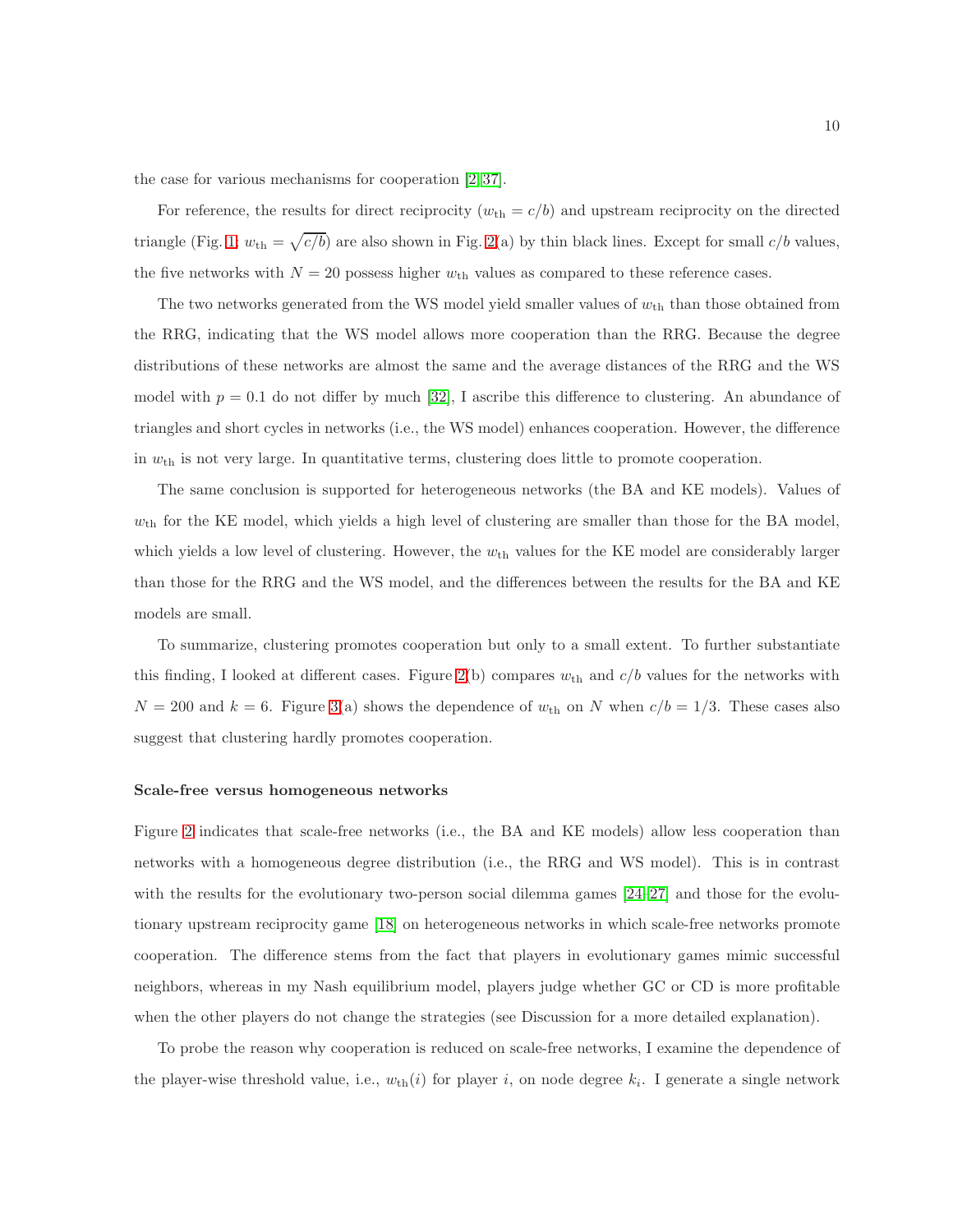the case for various mechanisms for cooperation [2, 37].

For reference, the results for direct reciprocity ($w_{\text{th}} = c/b$) and upstream reciprocity on the directed triangle (Fig. 1; $w_{\text{th}} = \sqrt{c/b}$) are also shown in Fig. 2(a) by thin black lines. Except for small $c/b$ values, the five networks with $N = 20$ possess higher $w_{\text{th}}$ values as compared to these reference cases.

The two networks generated from the WS model yield smaller values of $w_{\text{th}}$ than those obtained from the RRG, indicating that the WS model allows more cooperation than the RRG. Because the degree distributions of these networks are almost the same and the average distances of the RRG and the WS model with $p = 0.1$ do not differ by much [32], I ascribe this difference to clustering. An abundance of triangles and short cycles in networks (i.e., the WS model) enhances cooperation. However, the difference in $w_{\text{th}}$ is not very large. In quantitative terms, clustering does little to promote cooperation.

The same conclusion is supported for heterogeneous networks (the BA and KE models). Values of $w_{\text{th}}$ for the KE model, which yields a high level of clustering are smaller than those for the BA model, which yields a low level of clustering. However, the $w_{\text{th}}$ values for the KE model are considerably larger than those for the RRG and the WS model, and the differences between the results for the BA and KE models are small.

To summarize, clustering promotes cooperation but only to a small extent. To further substantiate this finding, I looked at different cases. Figure 2(b) compares $w_{\text{th}}$ and $c/b$ values for the networks with $N = 200$ and $k = 6$. Figure 3(a) shows the dependence of $w_{\text{th}}$ on $N$ when $c/b = 1/3$. These cases also suggest that clustering hardly promotes cooperation.

### Scale-free versus homogeneous networks

Figure 2 indicates that scale-free networks (i.e., the BA and KE models) allow less cooperation than networks with a homogeneous degree distribution (i.e., the RRG and WS model). This is in contrast with the results for the evolutionary two-person social dilemma games [24–27] and those for the evolutionary upstream reciprocity game [18] on heterogeneous networks in which scale-free networks promote cooperation. The difference stems from the fact that players in evolutionary games mimic successful neighbors, whereas in my Nash equilibrium model, players judge whether GC or CD is more profitable when the other players do not change the strategies (see Discussion for a more detailed explanation).

To probe the reason why cooperation is reduced on scale-free networks, I examine the dependence of the player-wise threshold value, i.e., $w_{\text{th}}(i)$ for player $i$, on node degree $k_i$. I generate a single network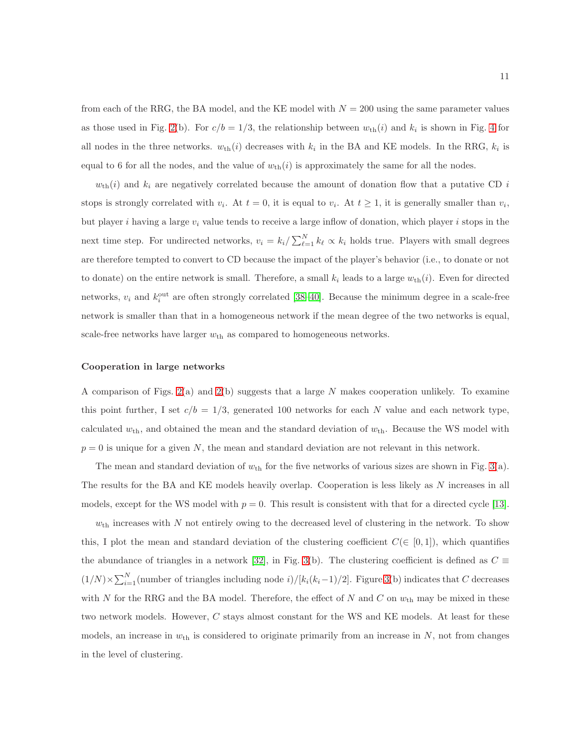from each of the RRG, the BA model, and the KE model with $N = 200$ using the same parameter values as those used in Fig. 2(b). For $c/b = 1/3$, the relationship between $w_{\rm th}(i)$ and $k_i$ is shown in Fig. 4 for all nodes in the three networks. $w_{\rm th}(i)$ decreases with $k_i$ in the BA and KE models. In the RRG, $k_i$ is equal to 6 for all the nodes, and the value of $w_{\rm th}(i)$ is approximately the same for all the nodes.

$w_{\rm th}(i)$ and $k_i$ are negatively correlated because the amount of donation flow that a putative CD $i$ stops is strongly correlated with $v_i$. At $t = 0$, it is equal to $v_i$. At $t \geq 1$, it is generally smaller than $v_i$, but player $i$ having a large $v_i$ value tends to receive a large inflow of donation, which player $i$ stops in the next time step. For undirected networks, $v_i = k_i / \sum_{\ell=1}^{N} k_\ell \propto k_i$ holds true. Players with small degrees are therefore tempted to convert to CD because the impact of the player's behavior (i.e., to donate or not to donate) on the entire network is small. Therefore, a small $k_i$ leads to a large $w_{\rm th}(i)$. Even for directed networks, $v_i$ and $k_i^{\rm out}$ are often strongly correlated [38–40]. Because the minimum degree in a scale-free network is smaller than that in a homogeneous network if the mean degree of the two networks is equal, scale-free networks have larger $w_{\rm th}$ as compared to homogeneous networks.

### Cooperation in large networks

A comparison of Figs. 2(a) and 2(b) suggests that a large $N$ makes cooperation unlikely. To examine this point further, I set $c/b = 1/3$, generated 100 networks for each $N$ value and each network type, calculated $w_{\rm th}$, and obtained the mean and the standard deviation of $w_{\rm th}$. Because the WS model with $p = 0$ is unique for a given $N$, the mean and standard deviation are not relevant in this network.

The mean and standard deviation of $w_{\rm th}$ for the five networks of various sizes are shown in Fig. 3(a). The results for the BA and KE models heavily overlap. Cooperation is less likely as $N$ increases in all models, except for the WS model with $p = 0$. This result is consistent with that for a directed cycle [13].

$w_{\rm th}$ increases with $N$ not entirely owing to the decreased level of clustering in the network. To show this, I plot the mean and standard deviation of the clustering coefficient $C (\in [0, 1])$, which quantifies the abundance of triangles in a network [32], in Fig. 3(b). The clustering coefficient is defined as $C \equiv (1/N) \times \sum_{i=1}^{N}(\text{number of triangles including node } i)/[k_i(k_i - 1)/2]$. Figure 3(b) indicates that $C$ decreases with $N$ for the RRG and the BA model. Therefore, the effect of $N$ and $C$ on $w_{\rm th}$ may be mixed in these two network models. However, $C$ stays almost constant for the WS and KE models. At least for these models, an increase in $w_{\rm th}$ is considered to originate primarily from an increase in $N$, not from changes in the level of clustering.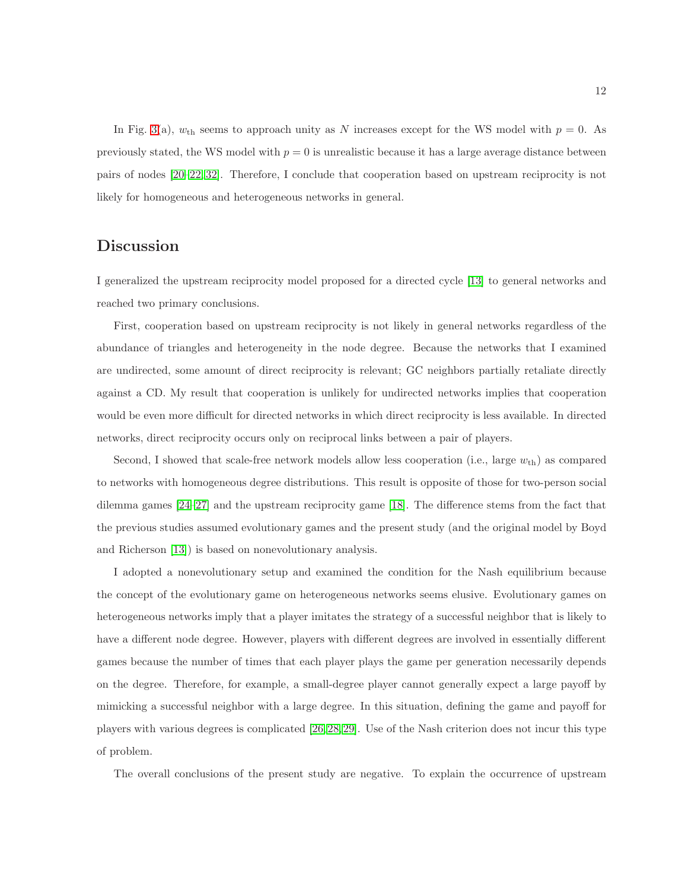In Fig. 3(a), $w_{\rm th}$ seems to approach unity as $N$ increases except for the WS model with $p = 0$. As previously stated, the WS model with $p = 0$ is unrealistic because it has a large average distance between pairs of nodes [20–22,32]. Therefore, I conclude that cooperation based on upstream reciprocity is not likely for homogeneous and heterogeneous networks in general.

## Discussion

I generalized the upstream reciprocity model proposed for a directed cycle [13] to general networks and reached two primary conclusions.

First, cooperation based on upstream reciprocity is not likely in general networks regardless of the abundance of triangles and heterogeneity in the node degree. Because the networks that I examined are undirected, some amount of direct reciprocity is relevant; GC neighbors partially retaliate directly against a CD. My result that cooperation is unlikely for undirected networks implies that cooperation would be even more difficult for directed networks in which direct reciprocity is less available. In directed networks, direct reciprocity occurs only on reciprocal links between a pair of players.

Second, I showed that scale-free network models allow less cooperation (i.e., large $w_{\rm th}$) as compared to networks with homogeneous degree distributions. This result is opposite of those for two-person social dilemma games [24–27] and the upstream reciprocity game [18]. The difference stems from the fact that the previous studies assumed evolutionary games and the present study (and the original model by Boyd and Richerson [13]) is based on nonevolutionary analysis.

I adopted a nonevolutionary setup and examined the condition for the Nash equilibrium because the concept of the evolutionary game on heterogeneous networks seems elusive. Evolutionary games on heterogeneous networks imply that a player imitates the strategy of a successful neighbor that is likely to have a different node degree. However, players with different degrees are involved in essentially different games because the number of times that each player plays the game per generation necessarily depends on the degree. Therefore, for example, a small-degree player cannot generally expect a large payoff by mimicking a successful neighbor with a large degree. In this situation, defining the game and payoff for players with various degrees is complicated [26,28,29]. Use of the Nash criterion does not incur this type of problem.

The overall conclusions of the present study are negative. To explain the occurrence of upstream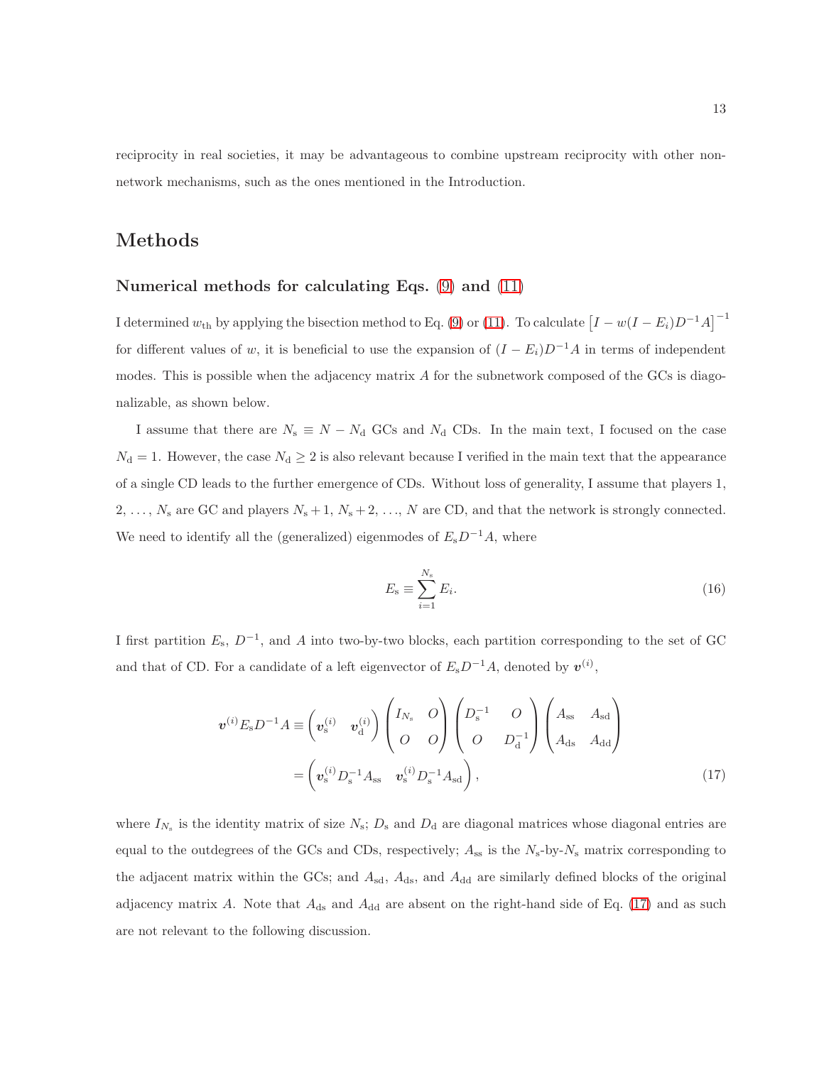reciprocity in real societies, it may be advantageous to combine upstream reciprocity with other non-network mechanisms, such as the ones mentioned in the Introduction.

# Methods

## Numerical methods for calculating Eqs. (9) and (11)

I determined $w_{\rm th}$ by applying the bisection method to Eq. (9) or (11). To calculate $\left[I - w(I - E_i)D^{-1}A\right]^{-1}$ for different values of $w$, it is beneficial to use the expansion of $(I - E_i)D^{-1}A$ in terms of independent modes. This is possible when the adjacency matrix $A$ for the subnetwork composed of the GCs is diagonalizable, as shown below.

I assume that there are $N_{\rm s} \equiv N - N_{\rm d}$ GCs and $N_{\rm d}$ CDs. In the main text, I focused on the case $N_{\rm d} = 1$. However, the case $N_{\rm d} \geq 2$ is also relevant because I verified in the main text that the appearance of a single CD leads to the further emergence of CDs. Without loss of generality, I assume that players 1, 2, ..., $N_{\rm s}$ are GC and players $N_{\rm s}+1$, $N_{\rm s}+2$, ..., $N$ are CD, and that the network is strongly connected. We need to identify all the (generalized) eigenmodes of $E_{\rm s}D^{-1}A$, where

$$E_{\rm s} \equiv \sum_{i=1}^{N_{\rm s}} E_i. \tag{16}$$

I first partition $E_{\rm s}$, $D^{-1}$, and $A$ into two-by-two blocks, each partition corresponding to the set of GC and that of CD. For a candidate of a left eigenvector of $E_{\rm s}D^{-1}A$, denoted by $\boldsymbol{v}^{(i)}$,

$$\begin{aligned} \boldsymbol{v}^{(i)} E_{\rm s} D^{-1} A &\equiv \begin{pmatrix} \boldsymbol{v}_{\rm s}^{(i)} & \boldsymbol{v}_{\rm d}^{(i)} \end{pmatrix} \begin{pmatrix} I_{N_{\rm s}} & O \\ O & O \end{pmatrix} \begin{pmatrix} D_{\rm s}^{-1} & O \\ O & D_{\rm d}^{-1} \end{pmatrix} \begin{pmatrix} A_{\rm ss} & A_{\rm sd} \\ A_{\rm ds} & A_{\rm dd} \end{pmatrix} \\ &= \begin{pmatrix} \boldsymbol{v}_{\rm s}^{(i)} D_{\rm s}^{-1} A_{\rm ss} & \boldsymbol{v}_{\rm s}^{(i)} D_{\rm s}^{-1} A_{\rm sd} \end{pmatrix}, \end{aligned} \tag{17}$$

where $I_{N_{\rm s}}$ is the identity matrix of size $N_{\rm s}$; $D_{\rm s}$ and $D_{\rm d}$ are diagonal matrices whose diagonal entries are equal to the outdegrees of the GCs and CDs, respectively; $A_{\rm ss}$ is the $N_{\rm s}$-by-$N_{\rm s}$ matrix corresponding to the adjacent matrix within the GCs; and $A_{\rm sd}$, $A_{\rm ds}$, and $A_{\rm dd}$ are similarly defined blocks of the original adjacency matrix $A$. Note that $A_{\rm ds}$ and $A_{\rm dd}$ are absent on the right-hand side of Eq. (17) and as such are not relevant to the following discussion.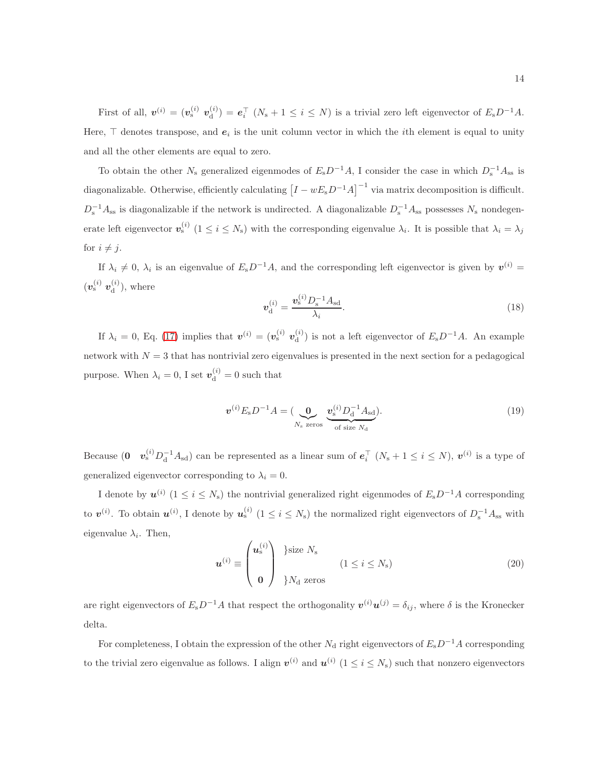First of all, $\boldsymbol{v}^{(i)} = (\boldsymbol{v}_{\rm s}^{(i)}\ \boldsymbol{v}_{\rm d}^{(i)}) = \boldsymbol{e}_i^\top$ ($N_{\rm s}+1 \le i \le N$) is a trivial zero left eigenvector of $E_{\rm s}D^{-1}A$. Here, $\top$ denotes transpose, and $\boldsymbol{e}_i$ is the unit column vector in which the $i$th element is equal to unity and all the other elements are equal to zero.

To obtain the other $N_{\rm s}$ generalized eigenmodes of $E_{\rm s}D^{-1}A$, I consider the case in which $D_{\rm s}^{-1}A_{\rm ss}$ is diagonalizable. Otherwise, efficiently calculating $\left[I - wE_{\rm s}D^{-1}A\right]^{-1}$ via matrix decomposition is difficult. $D_{\rm s}^{-1}A_{\rm ss}$ is diagonalizable if the network is undirected. A diagonalizable $D_{\rm s}^{-1}A_{\rm ss}$ possesses $N_{\rm s}$ nondegenerate left eigenvector $\boldsymbol{v}_{\rm s}^{(i)}$ ($1 \le i \le N_{\rm s}$) with the corresponding eigenvalue $\lambda_i$. It is possible that $\lambda_i = \lambda_j$ for $i \ne j$.

If $\lambda_i \ne 0$, $\lambda_i$ is an eigenvalue of $E_{\rm s}D^{-1}A$, and the corresponding left eigenvector is given by $\boldsymbol{v}^{(i)} = (\boldsymbol{v}_{\rm s}^{(i)}\ \boldsymbol{v}_{\rm d}^{(i)})$, where

$$\boldsymbol{v}_{\rm d}^{(i)} = \frac{\boldsymbol{v}_{\rm s}^{(i)} D_{\rm s}^{-1} A_{\rm sd}}{\lambda_i}. \tag{18}$$

If $\lambda_i = 0$, Eq. (17) implies that $\boldsymbol{v}^{(i)} = (\boldsymbol{v}_{\rm s}^{(i)}\ \boldsymbol{v}_{\rm d}^{(i)})$ is not a left eigenvector of $E_{\rm s}D^{-1}A$. An example network with $N=3$ that has nontrivial zero eigenvalues is presented in the next section for a pedagogical purpose. When $\lambda_i = 0$, I set $\boldsymbol{v}_{\rm d}^{(i)} = 0$ such that

$$\boldsymbol{v}^{(i)} E_{\rm s} D^{-1} A = (\underbrace{\boldsymbol{0}}_{N_{\rm s}\ \text{zeros}}\ \underbrace{\boldsymbol{v}_{\rm s}^{(i)} D_{\rm d}^{-1} A_{\rm sd}}_{\text{of size } N_{\rm d}}). \tag{19}$$

Because $(\boldsymbol{0}\quad \boldsymbol{v}_{\rm s}^{(i)} D_{\rm d}^{-1} A_{\rm sd})$ can be represented as a linear sum of $\boldsymbol{e}_i^\top$ ($N_{\rm s}+1 \le i \le N$), $\boldsymbol{v}^{(i)}$ is a type of generalized eigenvector corresponding to $\lambda_i = 0$.

I denote by $\boldsymbol{u}^{(i)}$ ($1 \le i \le N_{\rm s}$) the nontrivial generalized right eigenmodes of $E_{\rm s}D^{-1}A$ corresponding to $\boldsymbol{v}^{(i)}$. To obtain $\boldsymbol{u}^{(i)}$, I denote by $\boldsymbol{u}_{\rm s}^{(i)}$ ($1 \le i \le N_{\rm s}$) the normalized right eigenvectors of $D_{\rm s}^{-1}A_{\rm ss}$ with eigenvalue $\lambda_i$. Then,

$$\boldsymbol{u}^{(i)} \equiv \begin{pmatrix} \boldsymbol{u}_{\rm s}^{(i)} \\ \\ \boldsymbol{0} \end{pmatrix} \begin{matrix} \}\text{size } N_{\rm s} \\ \\ \}N_{\rm d} \text{ zeros} \end{matrix} \qquad (1 \le i \le N_{\rm s}) \tag{20}$$

are right eigenvectors of $E_{\rm s}D^{-1}A$ that respect the orthogonality $\boldsymbol{v}^{(i)}\boldsymbol{u}^{(j)} = \delta_{ij}$, where $\delta$ is the Kronecker delta.

For completeness, I obtain the expression of the other $N_{\rm d}$ right eigenvectors of $E_{\rm s}D^{-1}A$ corresponding to the trivial zero eigenvalue as follows. I align $\boldsymbol{v}^{(i)}$ and $\boldsymbol{u}^{(i)}$ ($1 \le i \le N_{\rm s}$) such that nonzero eigenvectors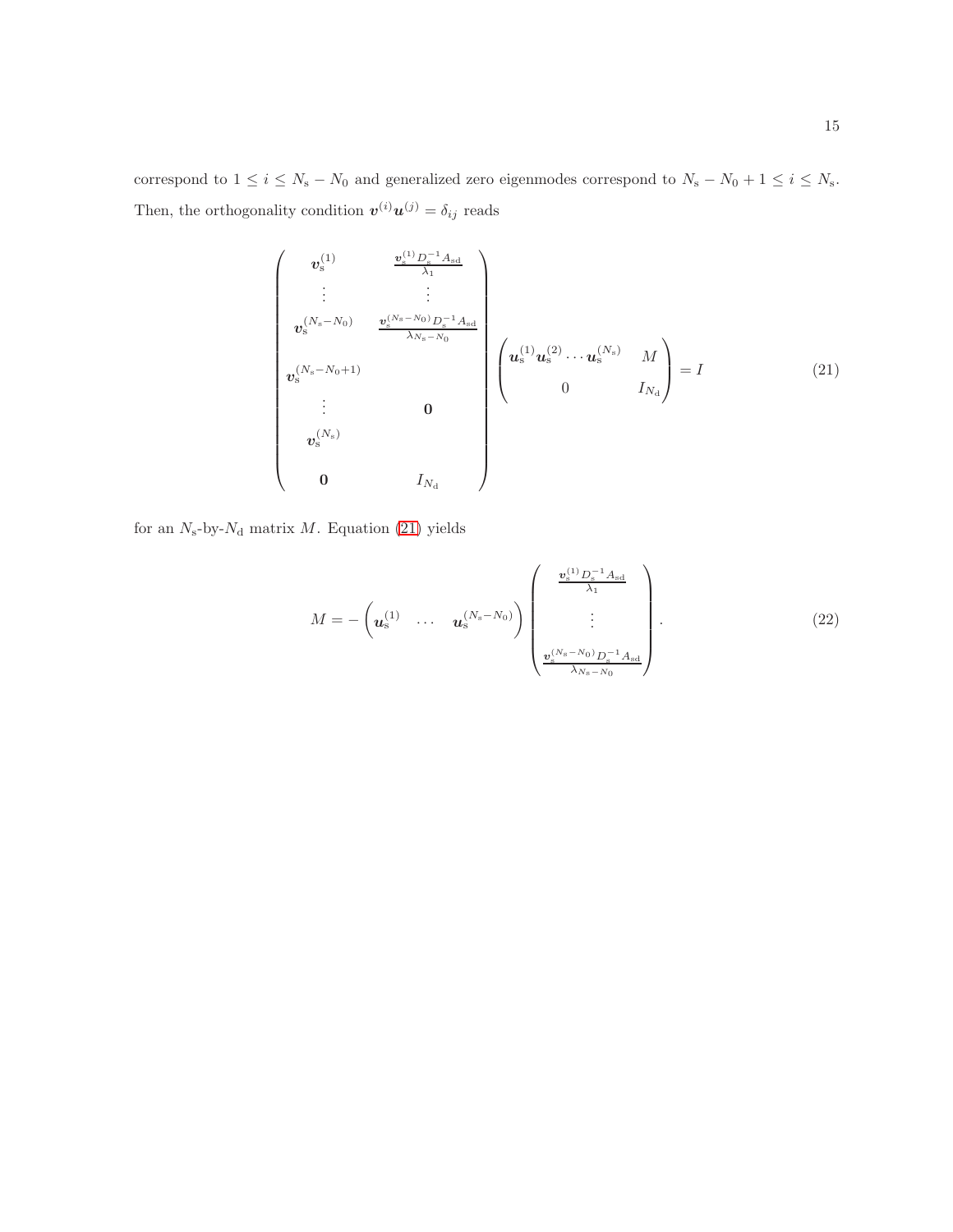correspond to $1 \leq i \leq N_\mathrm{s} - N_0$ and generalized zero eigenmodes correspond to $N_\mathrm{s} - N_0 + 1 \leq i \leq N_\mathrm{s}$. Then, the orthogonality condition $\boldsymbol{v}^{(i)}\boldsymbol{u}^{(j)} = \delta_{ij}$ reads

$$
\begin{pmatrix}
\boldsymbol{v}_\mathrm{s}^{(1)} & \frac{\boldsymbol{v}_\mathrm{s}^{(1)} D_\mathrm{s}^{-1} A_\mathrm{sd}}{\lambda_1} \\
\vdots & \vdots \\
\boldsymbol{v}_\mathrm{s}^{(N_\mathrm{s}-N_0)} & \frac{\boldsymbol{v}_\mathrm{s}^{(N_\mathrm{s}-N_0)} D_\mathrm{s}^{-1} A_\mathrm{sd}}{\lambda_{N_\mathrm{s}-N_0}} \\
\boldsymbol{v}_\mathrm{s}^{(N_\mathrm{s}-N_0+1)} & \\
\vdots & \mathbf{0} \\
\boldsymbol{v}_\mathrm{s}^{(N_\mathrm{s})} & \\
\mathbf{0} & I_{N_\mathrm{d}}
\end{pmatrix}
\begin{pmatrix}
\boldsymbol{u}_\mathrm{s}^{(1)} \boldsymbol{u}_\mathrm{s}^{(2)} \cdots \boldsymbol{u}_\mathrm{s}^{(N_\mathrm{s})} & M \\
0 & I_{N_\mathrm{d}}
\end{pmatrix}
= I
\tag{21}
$$

for an $N_\mathrm{s}$-by-$N_\mathrm{d}$ matrix $M$. Equation (21) yields

$$
M = -\begin{pmatrix} \boldsymbol{u}_\mathrm{s}^{(1)} & \cdots & \boldsymbol{u}_\mathrm{s}^{(N_\mathrm{s}-N_0)} \end{pmatrix}
\begin{pmatrix}
\frac{\boldsymbol{v}_\mathrm{s}^{(1)} D_\mathrm{s}^{-1} A_\mathrm{sd}}{\lambda_1} \\
\vdots \\
\frac{\boldsymbol{v}_\mathrm{s}^{(N_\mathrm{s}-N_0)} D_\mathrm{s}^{-1} A_\mathrm{sd}}{\lambda_{N_\mathrm{s}-N_0}}
\end{pmatrix}.
\tag{22}
$$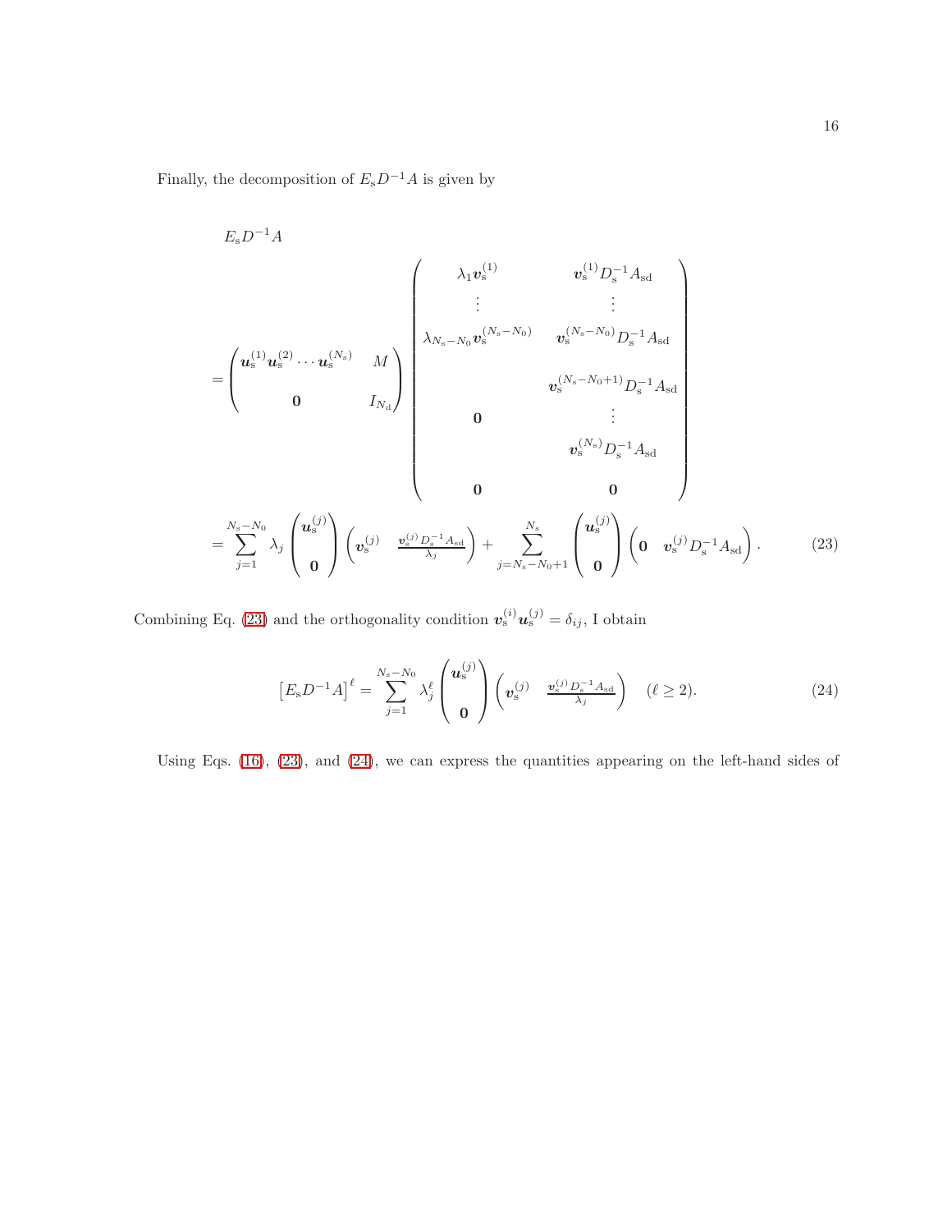Finally, the decomposition of $E_{\rm s} D^{-1} A$ is given by

$$
\begin{aligned}
& E_{\rm s} D^{-1} A \\
&= \begin{pmatrix} \boldsymbol{u}_{\rm s}^{(1)} \boldsymbol{u}_{\rm s}^{(2)} \cdots \boldsymbol{u}_{\rm s}^{(N_{\rm s})} & M \\ \boldsymbol{0} & I_{N_{\rm d}} \end{pmatrix}
\begin{pmatrix}
\lambda_1 \boldsymbol{v}_{\rm s}^{(1)} & \boldsymbol{v}_{\rm s}^{(1)} D_{\rm s}^{-1} A_{\rm sd} \\
\vdots & \vdots \\
\lambda_{N_{\rm s}-N_0} \boldsymbol{v}_{\rm s}^{(N_{\rm s}-N_0)} & \boldsymbol{v}_{\rm s}^{(N_{\rm s}-N_0)} D_{\rm s}^{-1} A_{\rm sd} \\
 & \boldsymbol{v}_{\rm s}^{(N_{\rm s}-N_0+1)} D_{\rm s}^{-1} A_{\rm sd} \\
\boldsymbol{0} & \vdots \\
 & \boldsymbol{v}_{\rm s}^{(N_{\rm s})} D_{\rm s}^{-1} A_{\rm sd} \\
\boldsymbol{0} & \boldsymbol{0}
\end{pmatrix} \\
&= \sum_{j=1}^{N_{\rm s}-N_0} \lambda_j \begin{pmatrix} \boldsymbol{u}_{\rm s}^{(j)} \\ \boldsymbol{0} \end{pmatrix} \begin{pmatrix} \boldsymbol{v}_{\rm s}^{(j)} & \frac{\boldsymbol{v}_{\rm s}^{(j)} D_{\rm s}^{-1} A_{\rm sd}}{\lambda_j} \end{pmatrix} + \sum_{j=N_{\rm s}-N_0+1}^{N_{\rm s}} \begin{pmatrix} \boldsymbol{u}_{\rm s}^{(j)} \\ \boldsymbol{0} \end{pmatrix} \begin{pmatrix} \boldsymbol{0} & \boldsymbol{v}_{\rm s}^{(j)} D_{\rm s}^{-1} A_{\rm sd} \end{pmatrix}. \qquad (23)
\end{aligned}
$$

Combining Eq. (23) and the orthogonality condition $\boldsymbol{v}_{\rm s}^{(i)} \boldsymbol{u}_{\rm s}^{(j)} = \delta_{ij}$, I obtain

$$
\left[ E_{\rm s} D^{-1} A \right]^{\ell} = \sum_{j=1}^{N_{\rm s}-N_0} \lambda_j^{\ell} \begin{pmatrix} \boldsymbol{u}_{\rm s}^{(j)} \\ \boldsymbol{0} \end{pmatrix} \begin{pmatrix} \boldsymbol{v}_{\rm s}^{(j)} & \frac{\boldsymbol{v}_{\rm s}^{(j)} D_{\rm s}^{-1} A_{\rm sd}}{\lambda_j} \end{pmatrix} \quad (\ell \geq 2). \qquad (24)
$$

Using Eqs. (16), (23), and (24), we can express the quantities appearing on the left-hand sides of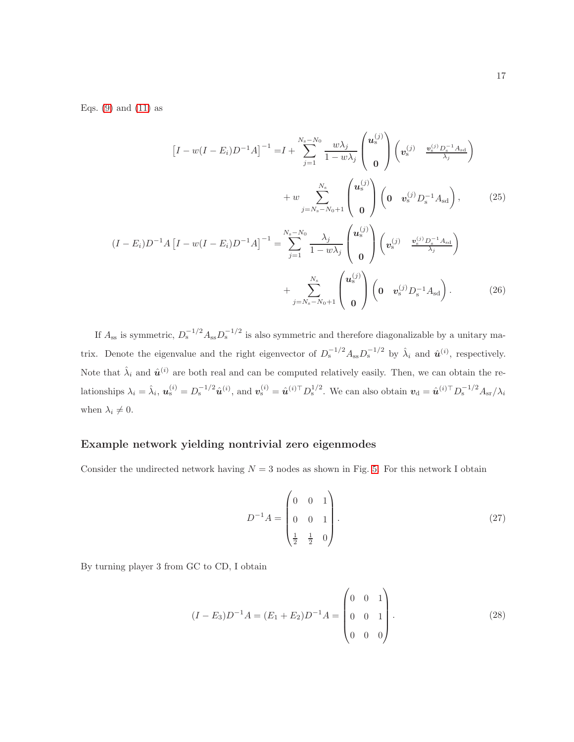Eqs. (9) and (11) as

$$
\begin{aligned}
\left[I - w(I - E_i)D^{-1}A\right]^{-1} =& I + \sum_{j=1}^{N_\mathrm{s}-N_0} \frac{w\lambda_j}{1 - w\lambda_j} \begin{pmatrix} \boldsymbol{u}_\mathrm{s}^{(j)} \\ \boldsymbol{0} \end{pmatrix} \begin{pmatrix} \boldsymbol{v}_\mathrm{s}^{(j)} & \frac{\boldsymbol{v}_\mathrm{s}^{(j)} D_\mathrm{s}^{-1} A_\mathrm{sd}}{\lambda_j} \end{pmatrix} \\
&+ w \sum_{j=N_\mathrm{s}-N_0+1}^{N_\mathrm{s}} \begin{pmatrix} \boldsymbol{u}_\mathrm{s}^{(j)} \\ \boldsymbol{0} \end{pmatrix} \begin{pmatrix} \boldsymbol{0} & \boldsymbol{v}_\mathrm{s}^{(j)} D_\mathrm{s}^{-1} A_\mathrm{sd} \end{pmatrix}, \qquad (25)
\end{aligned}
$$

$$
\begin{aligned}
(I - E_i)D^{-1}A\left[I - w(I - E_i)D^{-1}A\right]^{-1} =& \sum_{j=1}^{N_\mathrm{s}-N_0} \frac{\lambda_j}{1 - w\lambda_j} \begin{pmatrix} \boldsymbol{u}_\mathrm{s}^{(j)} \\ \boldsymbol{0} \end{pmatrix} \begin{pmatrix} \boldsymbol{v}_\mathrm{s}^{(j)} & \frac{\boldsymbol{v}_\mathrm{s}^{(j)} D_\mathrm{s}^{-1} A_\mathrm{sd}}{\lambda_j} \end{pmatrix} \\
&+ \sum_{j=N_\mathrm{s}-N_0+1}^{N_\mathrm{s}} \begin{pmatrix} \boldsymbol{u}_\mathrm{s}^{(j)} \\ \boldsymbol{0} \end{pmatrix} \begin{pmatrix} \boldsymbol{0} & \boldsymbol{v}_\mathrm{s}^{(j)} D_\mathrm{s}^{-1} A_\mathrm{sd} \end{pmatrix}. \qquad (26)
\end{aligned}
$$

If $A_\mathrm{ss}$ is symmetric, $D_\mathrm{s}^{-1/2} A_\mathrm{ss} D_\mathrm{s}^{-1/2}$ is also symmetric and therefore diagonalizable by a unitary matrix. Denote the eigenvalue and the right eigenvector of $D_\mathrm{s}^{-1/2} A_\mathrm{ss} D_\mathrm{s}^{-1/2}$ by $\hat{\lambda}_i$ and $\hat{\boldsymbol{u}}^{(i)}$, respectively. Note that $\hat{\lambda}_i$ and $\hat{\boldsymbol{u}}^{(i)}$ are both real and can be computed relatively easily. Then, we can obtain the relationships $\lambda_i = \hat{\lambda}_i$, $\boldsymbol{u}_\mathrm{s}^{(i)} = D_\mathrm{s}^{-1/2} \hat{\boldsymbol{u}}^{(i)}$, and $\boldsymbol{v}_\mathrm{s}^{(i)} = \hat{\boldsymbol{u}}^{(i)\top} D_\mathrm{s}^{1/2}$. We can also obtain $\boldsymbol{v}_\mathrm{d} = \hat{\boldsymbol{u}}^{(i)\top} D_\mathrm{s}^{-1/2} A_\mathrm{sr} / \lambda_i$ when $\lambda_i \neq 0$.

## Example network yielding nontrivial zero eigenmodes

Consider the undirected network having $N = 3$ nodes as shown in Fig. 5. For this network I obtain

$$
D^{-1}A = \begin{pmatrix} 0 & 0 & 1 \\ 0 & 0 & 1 \\ \frac{1}{2} & \frac{1}{2} & 0 \end{pmatrix}. \qquad (27)
$$

By turning player 3 from GC to CD, I obtain

$$
(I - E_3)D^{-1}A = (E_1 + E_2)D^{-1}A = \begin{pmatrix} 0 & 0 & 1 \\ 0 & 0 & 1 \\ 0 & 0 & 0 \end{pmatrix}. \qquad (28)
$$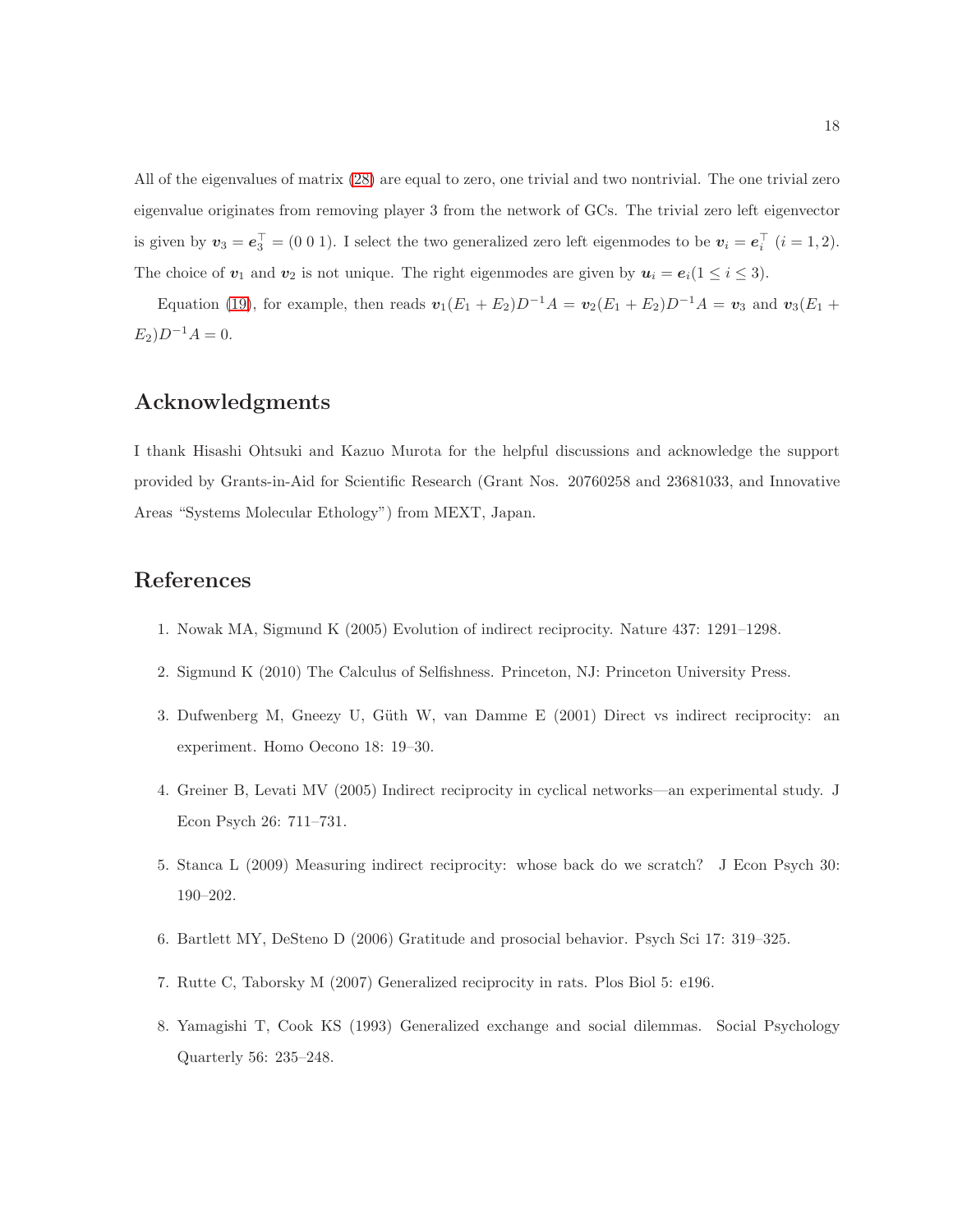All of the eigenvalues of matrix (28) are equal to zero, one trivial and two nontrivial. The one trivial zero eigenvalue originates from removing player 3 from the network of GCs. The trivial zero left eigenvector is given by $\boldsymbol{v}_3 = \boldsymbol{e}_3^\top = (0\ 0\ 1)$. I select the two generalized zero left eigenmodes to be $\boldsymbol{v}_i = \boldsymbol{e}_i^\top$ $(i = 1, 2)$. The choice of $\boldsymbol{v}_1$ and $\boldsymbol{v}_2$ is not unique. The right eigenmodes are given by $\boldsymbol{u}_i = \boldsymbol{e}_i (1 \le i \le 3)$.

Equation (19), for example, then reads $\boldsymbol{v}_1(E_1 + E_2)D^{-1}A = \boldsymbol{v}_2(E_1 + E_2)D^{-1}A = \boldsymbol{v}_3$ and $\boldsymbol{v}_3(E_1 + E_2)D^{-1}A = 0$.

## Acknowledgments

I thank Hisashi Ohtsuki and Kazuo Murota for the helpful discussions and acknowledge the support provided by Grants-in-Aid for Scientific Research (Grant Nos. 20760258 and 23681033, and Innovative Areas "Systems Molecular Ethology") from MEXT, Japan.

## References

1. Nowak MA, Sigmund K (2005) Evolution of indirect reciprocity. Nature 437: 1291–1298.
2. Sigmund K (2010) The Calculus of Selfishness. Princeton, NJ: Princeton University Press.
3. Dufwenberg M, Gneezy U, Güth W, van Damme E (2001) Direct vs indirect reciprocity: an experiment. Homo Oecono 18: 19–30.
4. Greiner B, Levati MV (2005) Indirect reciprocity in cyclical networks—an experimental study. J Econ Psych 26: 711–731.
5. Stanca L (2009) Measuring indirect reciprocity: whose back do we scratch? J Econ Psych 30: 190–202.
6. Bartlett MY, DeSteno D (2006) Gratitude and prosocial behavior. Psych Sci 17: 319–325.
7. Rutte C, Taborsky M (2007) Generalized reciprocity in rats. Plos Biol 5: e196.
8. Yamagishi T, Cook KS (1993) Generalized exchange and social dilemmas. Social Psychology Quarterly 56: 235–248.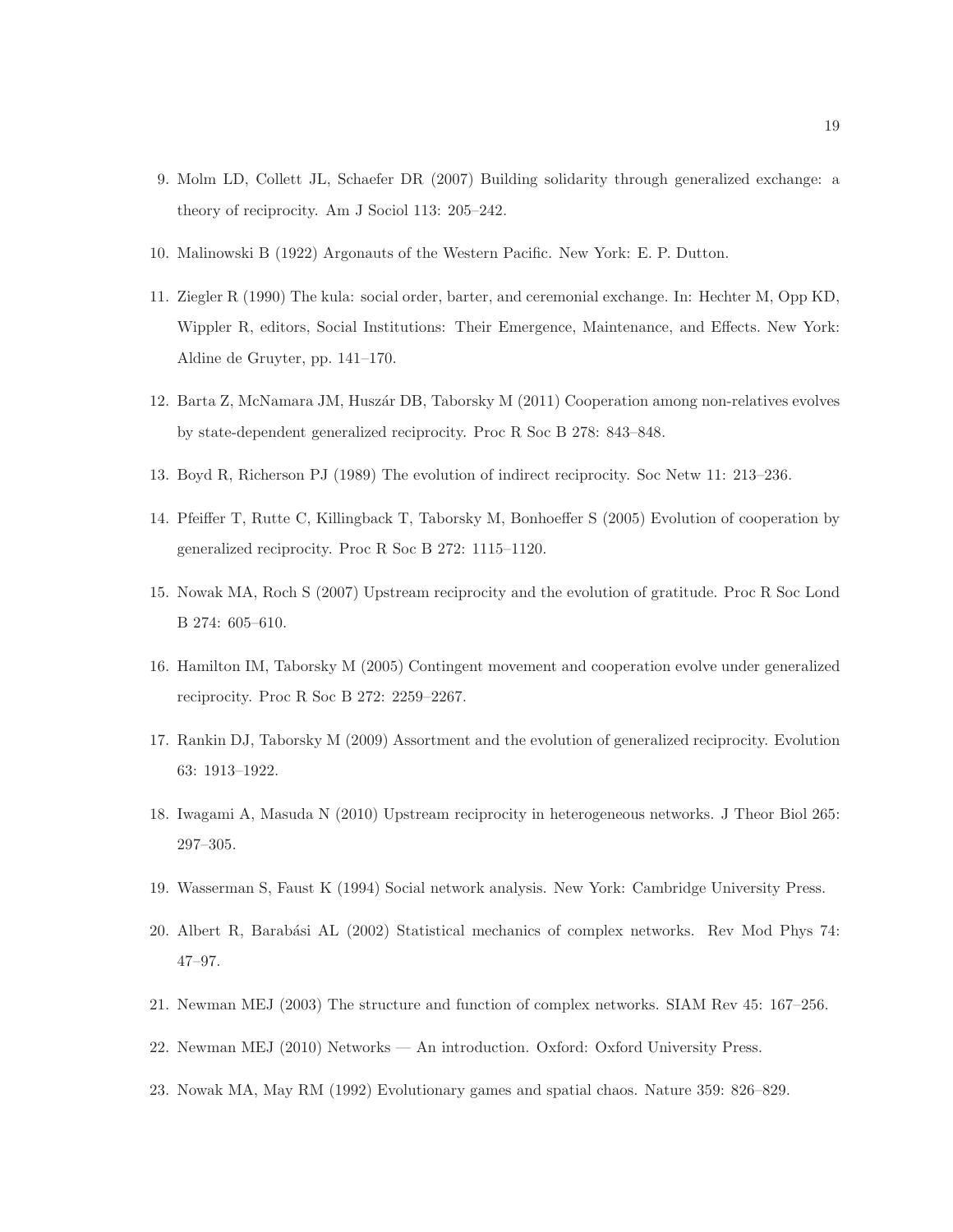9. Molm LD, Collett JL, Schaefer DR (2007) Building solidarity through generalized exchange: a theory of reciprocity. Am J Sociol 113: 205–242.

10. Malinowski B (1922) Argonauts of the Western Pacific. New York: E. P. Dutton.

11. Ziegler R (1990) The kula: social order, barter, and ceremonial exchange. In: Hechter M, Opp KD, Wippler R, editors, Social Institutions: Their Emergence, Maintenance, and Effects. New York: Aldine de Gruyter, pp. 141–170.

12. Barta Z, McNamara JM, Huszár DB, Taborsky M (2011) Cooperation among non-relatives evolves by state-dependent generalized reciprocity. Proc R Soc B 278: 843–848.

13. Boyd R, Richerson PJ (1989) The evolution of indirect reciprocity. Soc Netw 11: 213–236.

14. Pfeiffer T, Rutte C, Killingback T, Taborsky M, Bonhoeffer S (2005) Evolution of cooperation by generalized reciprocity. Proc R Soc B 272: 1115–1120.

15. Nowak MA, Roch S (2007) Upstream reciprocity and the evolution of gratitude. Proc R Soc Lond B 274: 605–610.

16. Hamilton IM, Taborsky M (2005) Contingent movement and cooperation evolve under generalized reciprocity. Proc R Soc B 272: 2259–2267.

17. Rankin DJ, Taborsky M (2009) Assortment and the evolution of generalized reciprocity. Evolution 63: 1913–1922.

18. Iwagami A, Masuda N (2010) Upstream reciprocity in heterogeneous networks. J Theor Biol 265: 297–305.

19. Wasserman S, Faust K (1994) Social network analysis. New York: Cambridge University Press.

20. Albert R, Barabási AL (2002) Statistical mechanics of complex networks. Rev Mod Phys 74: 47–97.

21. Newman MEJ (2003) The structure and function of complex networks. SIAM Rev 45: 167–256.

22. Newman MEJ (2010) Networks — An introduction. Oxford: Oxford University Press.

23. Nowak MA, May RM (1992) Evolutionary games and spatial chaos. Nature 359: 826–829.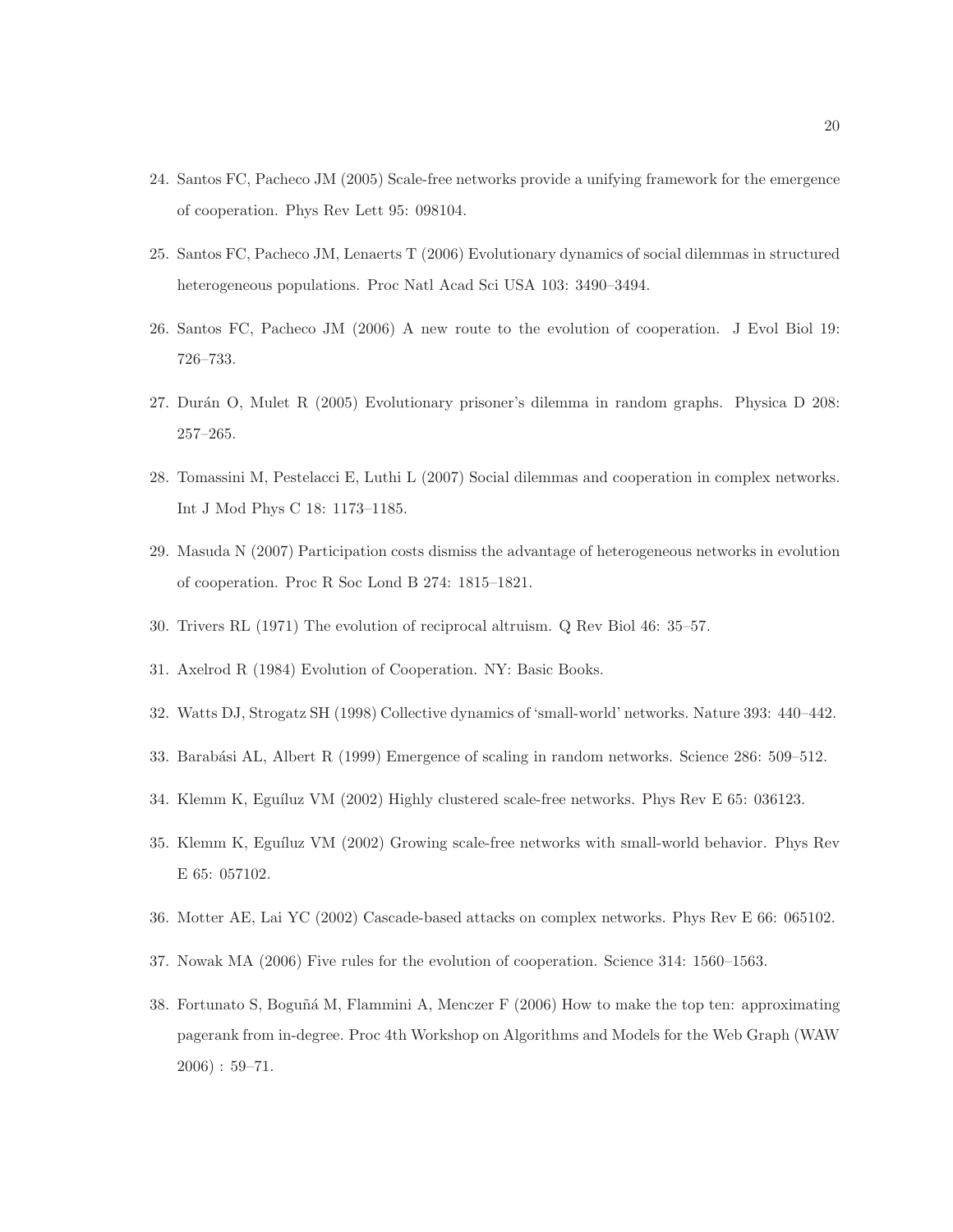24. Santos FC, Pacheco JM (2005) Scale-free networks provide a unifying framework for the emergence of cooperation. Phys Rev Lett 95: 098104.

25. Santos FC, Pacheco JM, Lenaerts T (2006) Evolutionary dynamics of social dilemmas in structured heterogeneous populations. Proc Natl Acad Sci USA 103: 3490–3494.

26. Santos FC, Pacheco JM (2006) A new route to the evolution of cooperation. J Evol Biol 19: 726–733.

27. Durán O, Mulet R (2005) Evolutionary prisoner's dilemma in random graphs. Physica D 208: 257–265.

28. Tomassini M, Pestelacci E, Luthi L (2007) Social dilemmas and cooperation in complex networks. Int J Mod Phys C 18: 1173–1185.

29. Masuda N (2007) Participation costs dismiss the advantage of heterogeneous networks in evolution of cooperation. Proc R Soc Lond B 274: 1815–1821.

30. Trivers RL (1971) The evolution of reciprocal altruism. Q Rev Biol 46: 35–57.

31. Axelrod R (1984) Evolution of Cooperation. NY: Basic Books.

32. Watts DJ, Strogatz SH (1998) Collective dynamics of 'small-world' networks. Nature 393: 440–442.

33. Barabási AL, Albert R (1999) Emergence of scaling in random networks. Science 286: 509–512.

34. Klemm K, Eguíluz VM (2002) Highly clustered scale-free networks. Phys Rev E 65: 036123.

35. Klemm K, Eguíluz VM (2002) Growing scale-free networks with small-world behavior. Phys Rev E 65: 057102.

36. Motter AE, Lai YC (2002) Cascade-based attacks on complex networks. Phys Rev E 66: 065102.

37. Nowak MA (2006) Five rules for the evolution of cooperation. Science 314: 1560–1563.

38. Fortunato S, Boguñá M, Flammini A, Menczer F (2006) How to make the top ten: approximating pagerank from in-degree. Proc 4th Workshop on Algorithms and Models for the Web Graph (WAW 2006) : 59–71.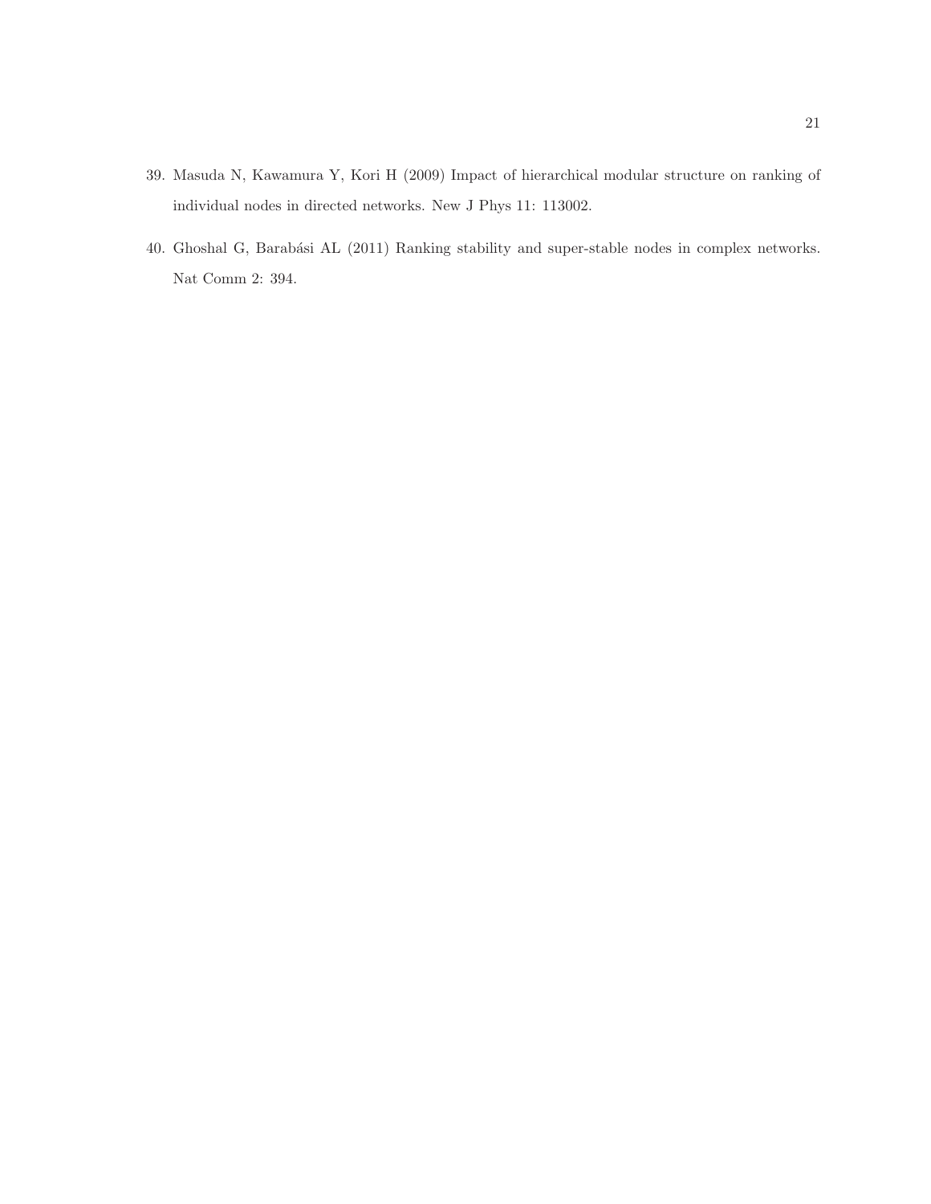39. Masuda N, Kawamura Y, Kori H (2009) Impact of hierarchical modular structure on ranking of individual nodes in directed networks. New J Phys 11: 113002.

40. Ghoshal G, Barabási AL (2011) Ranking stability and super-stable nodes in complex networks. Nat Comm 2: 394.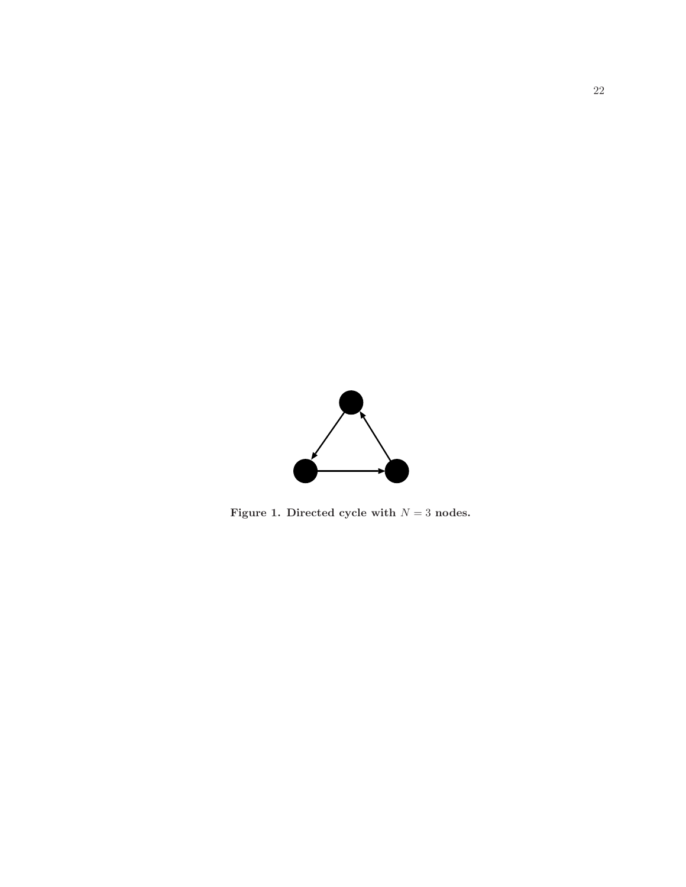**Figure 1. Directed cycle with $N = 3$ nodes.**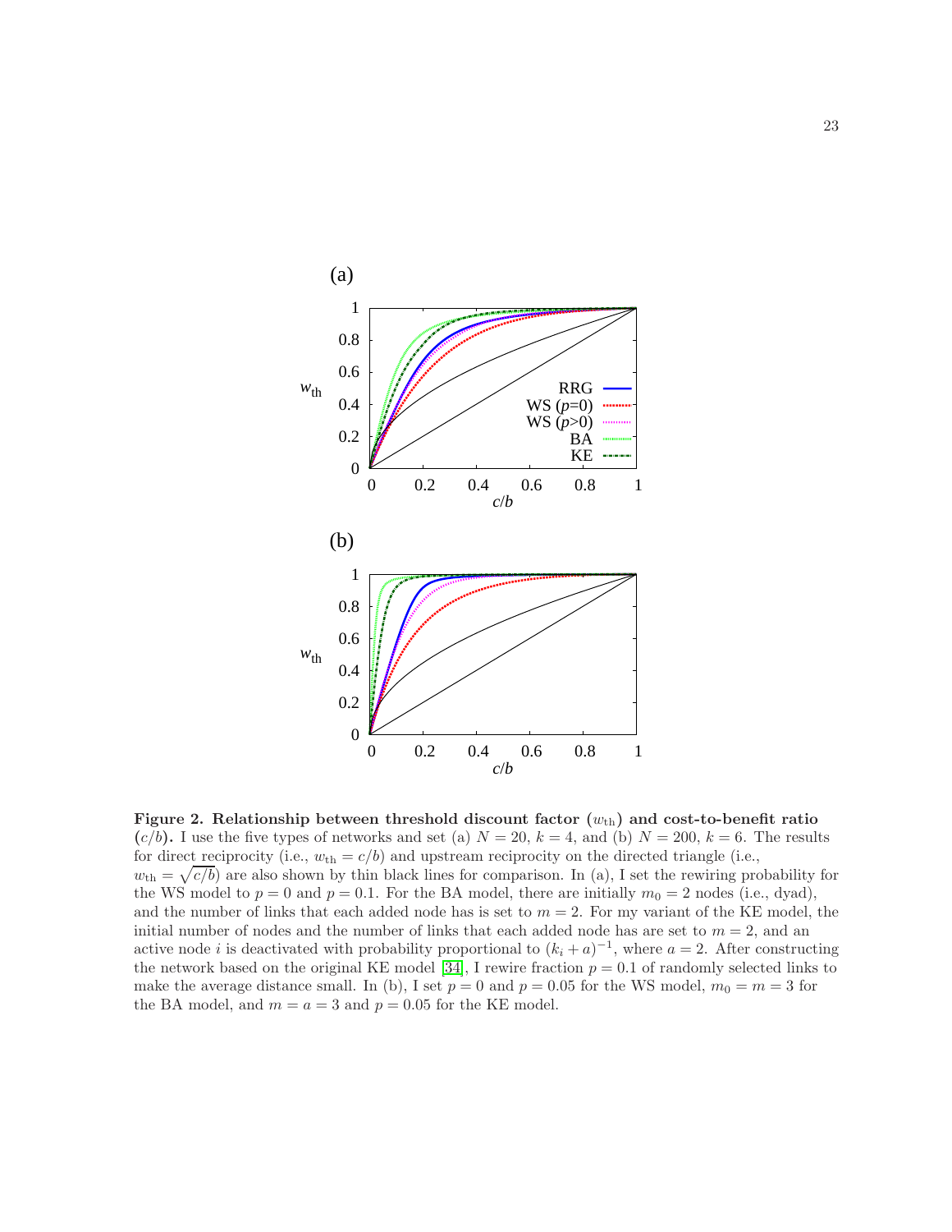**Figure 2. Relationship between threshold discount factor ($w_{\rm th}$) and cost-to-benefit ratio ($c/b$).** I use the five types of networks and set (a) $N = 20$, $k = 4$, and (b) $N = 200$, $k = 6$. The results for direct reciprocity (i.e., $w_{\rm th} = c/b$) and upstream reciprocity on the directed triangle (i.e., $w_{\rm th} = \sqrt{c/b}$) are also shown by thin black lines for comparison. In (a), I set the rewiring probability for the WS model to $p = 0$ and $p = 0.1$. For the BA model, there are initially $m_0 = 2$ nodes (i.e., dyad), and the number of links that each added node has is set to $m = 2$. For my variant of the KE model, the initial number of nodes and the number of links that each added node has are set to $m = 2$, and an active node $i$ is deactivated with probability proportional to $(k_i + a)^{-1}$, where $a = 2$. After constructing the network based on the original KE model [34], I rewire fraction $p = 0.1$ of randomly selected links to make the average distance small. In (b), I set $p = 0$ and $p = 0.05$ for the WS model, $m_0 = m = 3$ for the BA model, and $m = a = 3$ and $p = 0.05$ for the KE model.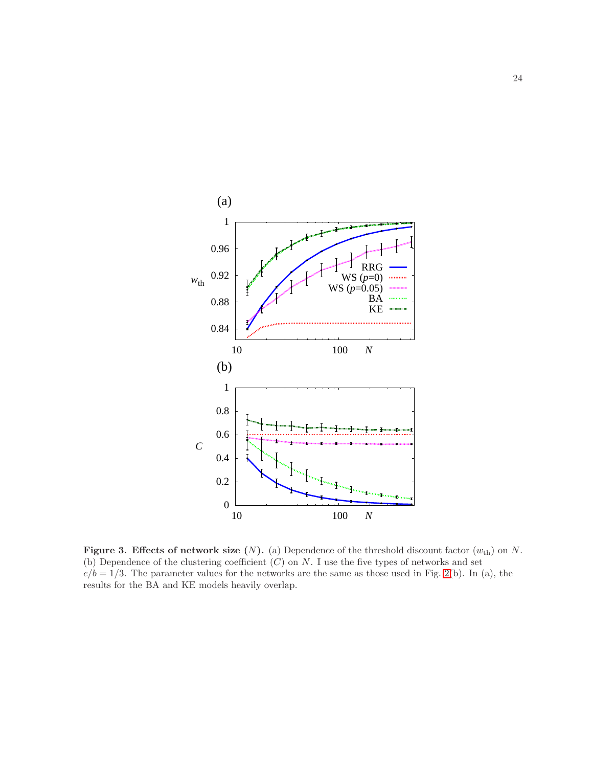**Figure 3. Effects of network size ($N$).** (a) Dependence of the threshold discount factor ($w_{\rm th}$) on $N$. (b) Dependence of the clustering coefficient ($C$) on $N$. I use the five types of networks and set $c/b = 1/3$. The parameter values for the networks are the same as those used in Fig. 2(b). In (a), the results for the BA and KE models heavily overlap.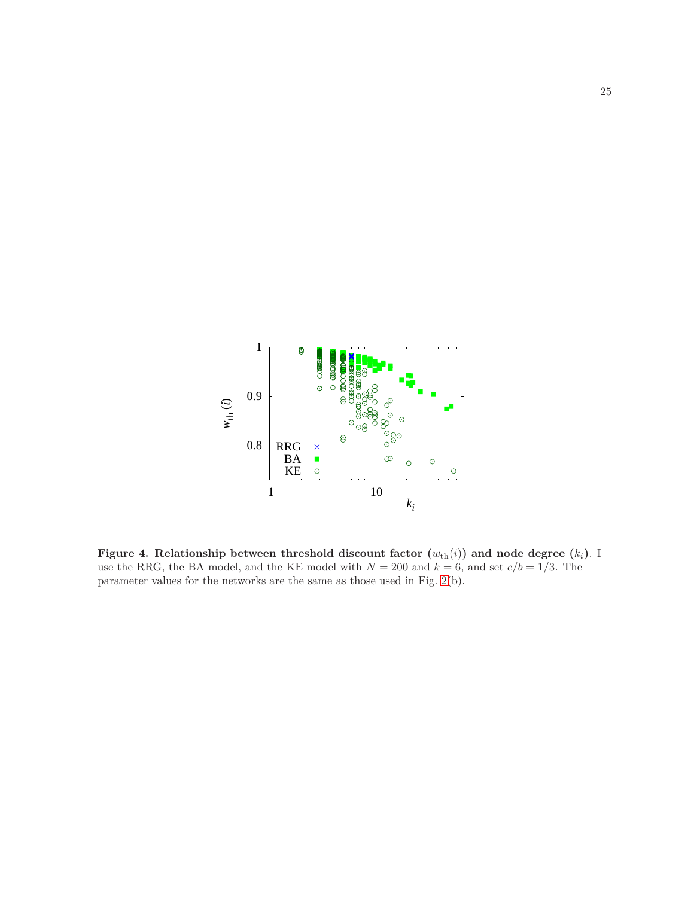**Figure 4. Relationship between threshold discount factor ($w_{\rm th}(i)$) and node degree ($k_i$).** I use the RRG, the BA model, and the KE model with $N = 200$ and $k = 6$, and set $c/b = 1/3$. The parameter values for the networks are the same as those used in Fig. 2(b).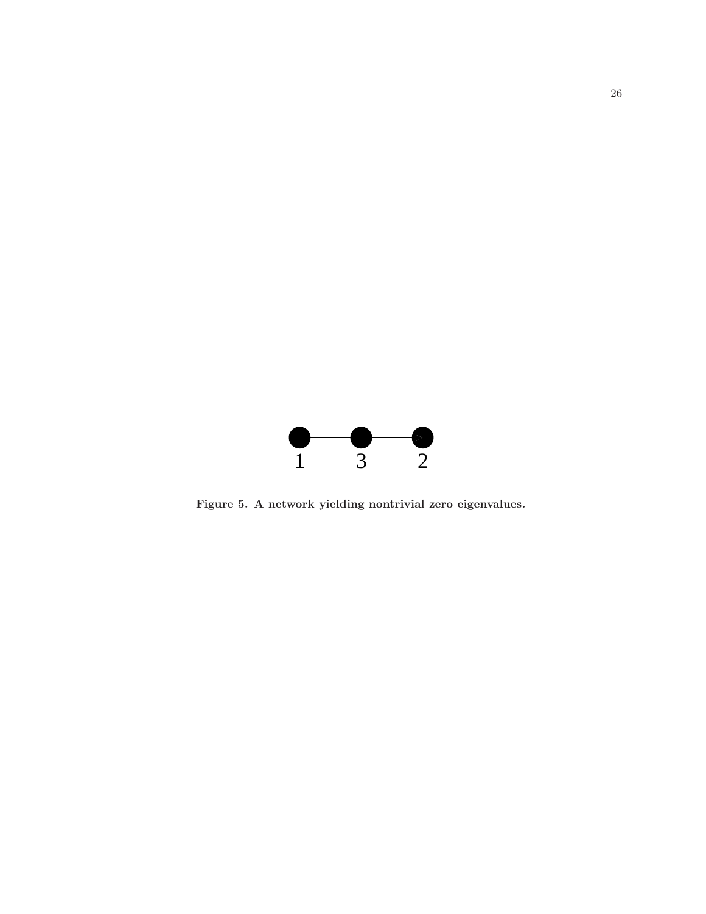1 3 2

**Figure 5. A network yielding nontrivial zero eigenvalues.**